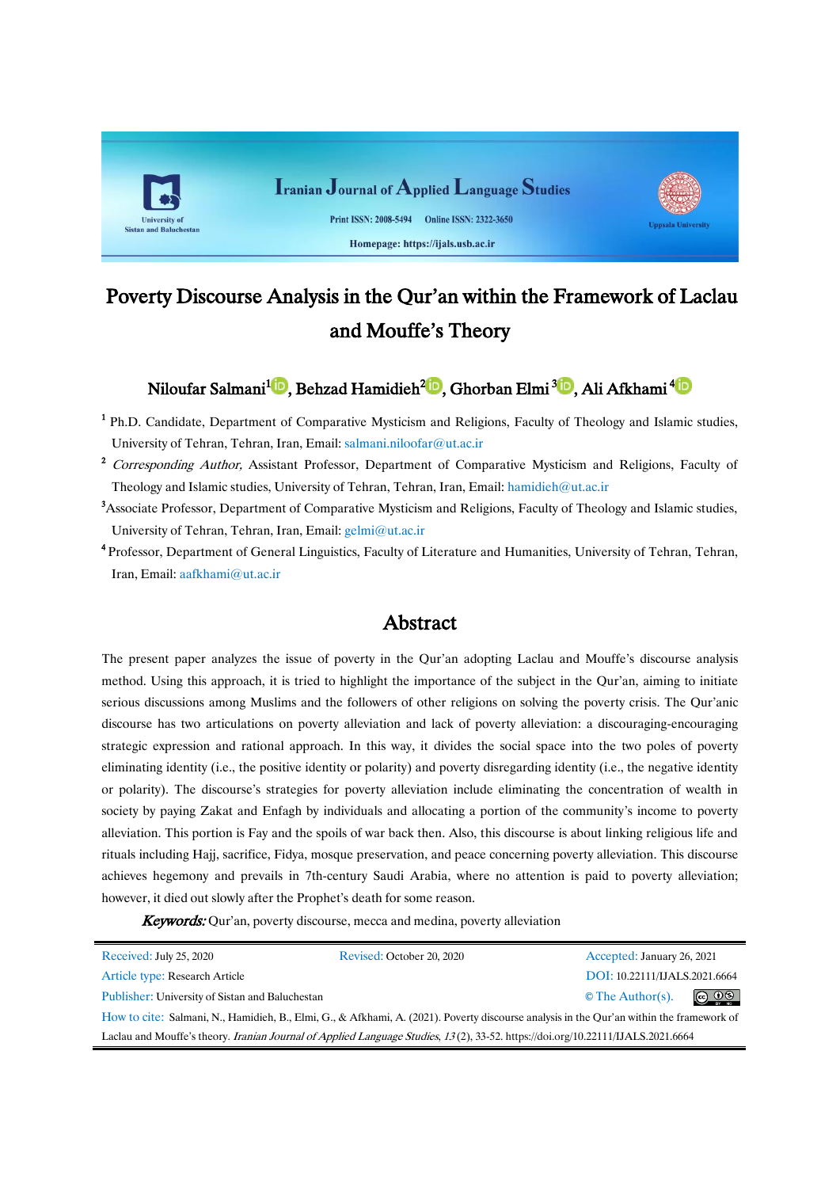# Poverty Discourse Analysis in the Qur'an within the Framework of Laclau and Mouffe's Theory

**Niloufar Salmani[1], Behzad Hamidieh[2], Ghorban Elmi[3], Ali Afkhami[4]**

[1] Ph.D. Candidate, Department of Comparative Mysticism and Religions, Faculty of Theology and Islamic studies, University of Tehran, Tehran, Iran, Email: salmani.niloofar@ut.ac.ir

[2] *Corresponding Author,* Assistant Professor, Department of Comparative Mysticism and Religions, Faculty of Theology and Islamic studies, University of Tehran, Tehran, Iran, Email: hamidieh@ut.ac.ir

[3] Associate Professor, Department of Comparative Mysticism and Religions, Faculty of Theology and Islamic studies, University of Tehran, Tehran, Iran, Email: gelmi@ut.ac.ir

[4] Professor, Department of General Linguistics, Faculty of Literature and Humanities, University of Tehran, Tehran, Iran, Email: aafkhami@ut.ac.ir

## Abstract

The present paper analyzes the issue of poverty in the Qur'an adopting Laclau and Mouffe's discourse analysis method. Using this approach, it is tried to highlight the importance of the subject in the Qur'an, aiming to initiate serious discussions among Muslims and the followers of other religions on solving the poverty crisis. The Qur'anic discourse has two articulations on poverty alleviation and lack of poverty alleviation: a discouraging-encouraging strategic expression and rational approach. In this way, it divides the social space into the two poles of poverty eliminating identity (i.e., the positive identity or polarity) and poverty disregarding identity (i.e., the negative identity or polarity). The discourse's strategies for poverty alleviation include eliminating the concentration of wealth in society by paying Zakat and Enfagh by individuals and allocating a portion of the community's income to poverty alleviation. This portion is Fay and the spoils of war back then. Also, this discourse is about linking religious life and rituals including Hajj, sacrifice, Fidya, mosque preservation, and peace concerning poverty alleviation. This discourse achieves hegemony and prevails in 7th-century Saudi Arabia, where no attention is paid to poverty alleviation; however, it died out slowly after the Prophet's death for some reason.

***Keywords:*** Qur'an, poverty discourse, mecca and medina, poverty alleviation

Received: July 25, 2020 | Revised: October 20, 2020 | Accepted: January 26, 2021

Article type: Research Article

DOI: 10.22111/IJALS.2021.6664

Publisher: University of Sistan and Baluchestan

© The Author(s).

How to cite: Salmani, N., Hamidieh, B., Elmi, G., & Afkhami, A. (2021). Poverty discourse analysis in the Qur'an within the framework of Laclau and Mouffe's theory. *Iranian Journal of Applied Language Studies, 13*(2), 33-52. https://doi.org/10.22111/IJALS.2021.6664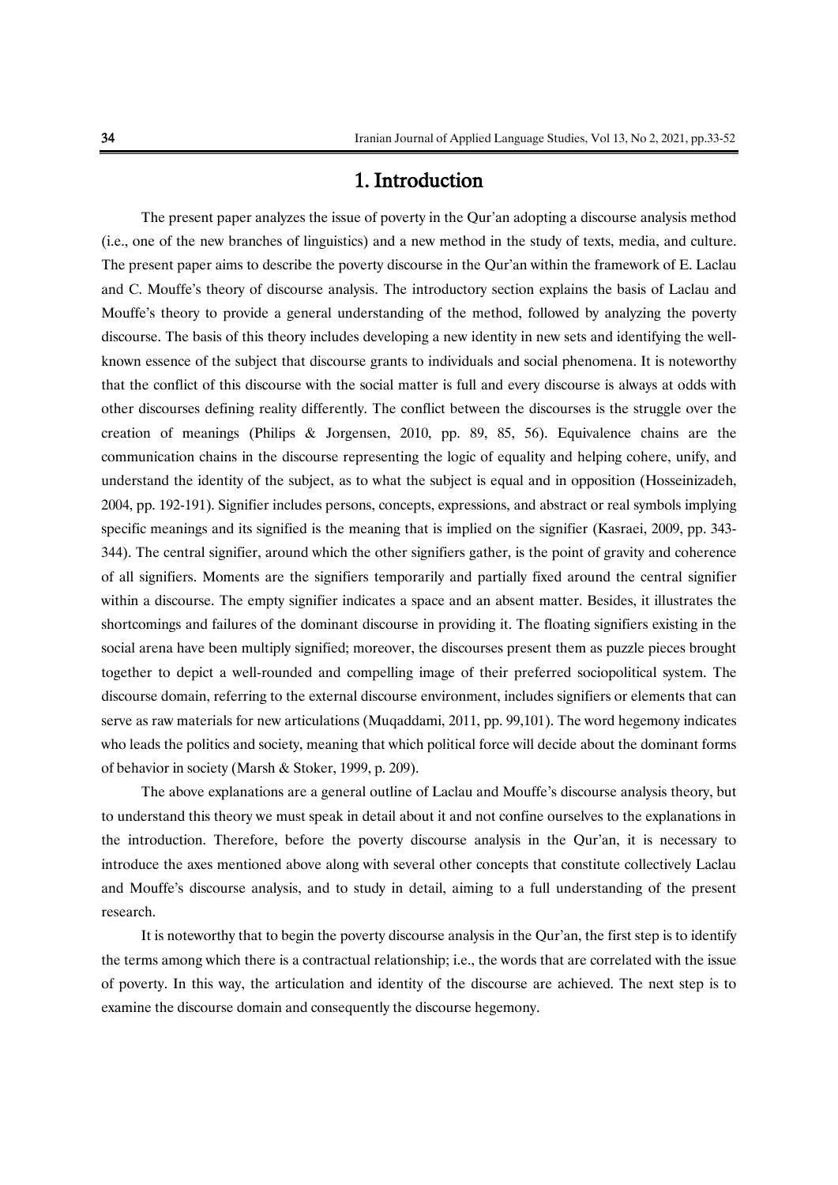# 1. Introduction

The present paper analyzes the issue of poverty in the Qur'an adopting a discourse analysis method (i.e., one of the new branches of linguistics) and a new method in the study of texts, media, and culture. The present paper aims to describe the poverty discourse in the Qur'an within the framework of E. Laclau and C. Mouffe's theory of discourse analysis. The introductory section explains the basis of Laclau and Mouffe's theory to provide a general understanding of the method, followed by analyzing the poverty discourse. The basis of this theory includes developing a new identity in new sets and identifying the well-known essence of the subject that discourse grants to individuals and social phenomena. It is noteworthy that the conflict of this discourse with the social matter is full and every discourse is always at odds with other discourses defining reality differently. The conflict between the discourses is the struggle over the creation of meanings (Philips & Jorgensen, 2010, pp. 89, 85, 56). Equivalence chains are the communication chains in the discourse representing the logic of equality and helping cohere, unify, and understand the identity of the subject, as to what the subject is equal and in opposition (Hosseinizadeh, 2004, pp. 192-191). Signifier includes persons, concepts, expressions, and abstract or real symbols implying specific meanings and its signified is the meaning that is implied on the signifier (Kasraei, 2009, pp. 343-344). The central signifier, around which the other signifiers gather, is the point of gravity and coherence of all signifiers. Moments are the signifiers temporarily and partially fixed around the central signifier within a discourse. The empty signifier indicates a space and an absent matter. Besides, it illustrates the shortcomings and failures of the dominant discourse in providing it. The floating signifiers existing in the social arena have been multiply signified; moreover, the discourses present them as puzzle pieces brought together to depict a well-rounded and compelling image of their preferred sociopolitical system. The discourse domain, referring to the external discourse environment, includes signifiers or elements that can serve as raw materials for new articulations (Muqaddami, 2011, pp. 99,101). The word hegemony indicates who leads the politics and society, meaning that which political force will decide about the dominant forms of behavior in society (Marsh & Stoker, 1999, p. 209).

The above explanations are a general outline of Laclau and Mouffe's discourse analysis theory, but to understand this theory we must speak in detail about it and not confine ourselves to the explanations in the introduction. Therefore, before the poverty discourse analysis in the Qur'an, it is necessary to introduce the axes mentioned above along with several other concepts that constitute collectively Laclau and Mouffe's discourse analysis, and to study in detail, aiming to a full understanding of the present research.

It is noteworthy that to begin the poverty discourse analysis in the Qur'an, the first step is to identify the terms among which there is a contractual relationship; i.e., the words that are correlated with the issue of poverty. In this way, the articulation and identity of the discourse are achieved. The next step is to examine the discourse domain and consequently the discourse hegemony.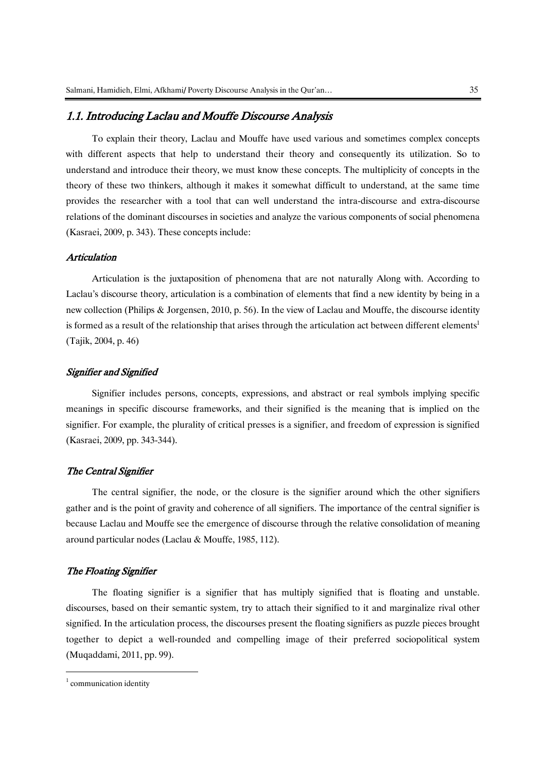## 1.1. Introducing Laclau and Mouffe Discourse Analysis

To explain their theory, Laclau and Mouffe have used various and sometimes complex concepts with different aspects that help to understand their theory and consequently its utilization. So to understand and introduce their theory, we must know these concepts. The multiplicity of concepts in the theory of these two thinkers, although it makes it somewhat difficult to understand, at the same time provides the researcher with a tool that can well understand the intra-discourse and extra-discourse relations of the dominant discourses in societies and analyze the various components of social phenomena (Kasraei, 2009, p. 343). These concepts include:

### *Articulation*

Articulation is the juxtaposition of phenomena that are not naturally Along with. According to Laclau's discourse theory, articulation is a combination of elements that find a new identity by being in a new collection (Philips & Jorgensen, 2010, p. 56). In the view of Laclau and Mouffe, the discourse identity is formed as a result of the relationship that arises through the articulation act between different elements[1] (Tajik, 2004, p. 46)

### *Signifier and Signified*

Signifier includes persons, concepts, expressions, and abstract or real symbols implying specific meanings in specific discourse frameworks, and their signified is the meaning that is implied on the signifier. For example, the plurality of critical presses is a signifier, and freedom of expression is signified (Kasraei, 2009, pp. 343-344).

### *The Central Signifier*

The central signifier, the node, or the closure is the signifier around which the other signifiers gather and is the point of gravity and coherence of all signifiers. The importance of the central signifier is because Laclau and Mouffe see the emergence of discourse through the relative consolidation of meaning around particular nodes (Laclau & Mouffe, 1985, 112).

### *The Floating Signifier*

The floating signifier is a signifier that has multiply signified that is floating and unstable. discourses, based on their semantic system, try to attach their signified to it and marginalize rival other signified. In the articulation process, the discourses present the floating signifiers as puzzle pieces brought together to depict a well-rounded and compelling image of their preferred sociopolitical system (Muqaddami, 2011, pp. 99).

---

[1] communication identity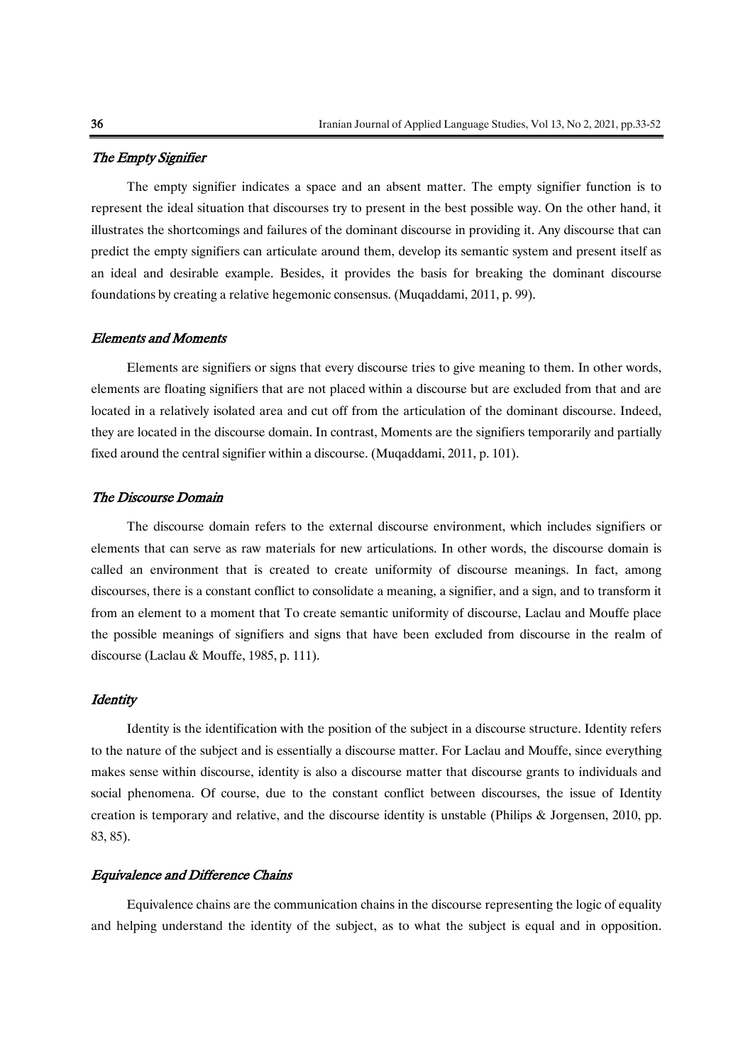### *The Empty Signifier*

The empty signifier indicates a space and an absent matter. The empty signifier function is to represent the ideal situation that discourses try to present in the best possible way. On the other hand, it illustrates the shortcomings and failures of the dominant discourse in providing it. Any discourse that can predict the empty signifiers can articulate around them, develop its semantic system and present itself as an ideal and desirable example. Besides, it provides the basis for breaking the dominant discourse foundations by creating a relative hegemonic consensus. (Muqaddami, 2011, p. 99).

### *Elements and Moments*

Elements are signifiers or signs that every discourse tries to give meaning to them. In other words, elements are floating signifiers that are not placed within a discourse but are excluded from that and are located in a relatively isolated area and cut off from the articulation of the dominant discourse. Indeed, they are located in the discourse domain. In contrast, Moments are the signifiers temporarily and partially fixed around the central signifier within a discourse. (Muqaddami, 2011, p. 101).

### *The Discourse Domain*

The discourse domain refers to the external discourse environment, which includes signifiers or elements that can serve as raw materials for new articulations. In other words, the discourse domain is called an environment that is created to create uniformity of discourse meanings. In fact, among discourses, there is a constant conflict to consolidate a meaning, a signifier, and a sign, and to transform it from an element to a moment that To create semantic uniformity of discourse, Laclau and Mouffe place the possible meanings of signifiers and signs that have been excluded from discourse in the realm of discourse (Laclau & Mouffe, 1985, p. 111).

### *Identity*

Identity is the identification with the position of the subject in a discourse structure. Identity refers to the nature of the subject and is essentially a discourse matter. For Laclau and Mouffe, since everything makes sense within discourse, identity is also a discourse matter that discourse grants to individuals and social phenomena. Of course, due to the constant conflict between discourses, the issue of Identity creation is temporary and relative, and the discourse identity is unstable (Philips & Jorgensen, 2010, pp. 83, 85).

### *Equivalence and Difference Chains*

Equivalence chains are the communication chains in the discourse representing the logic of equality and helping understand the identity of the subject, as to what the subject is equal and in opposition.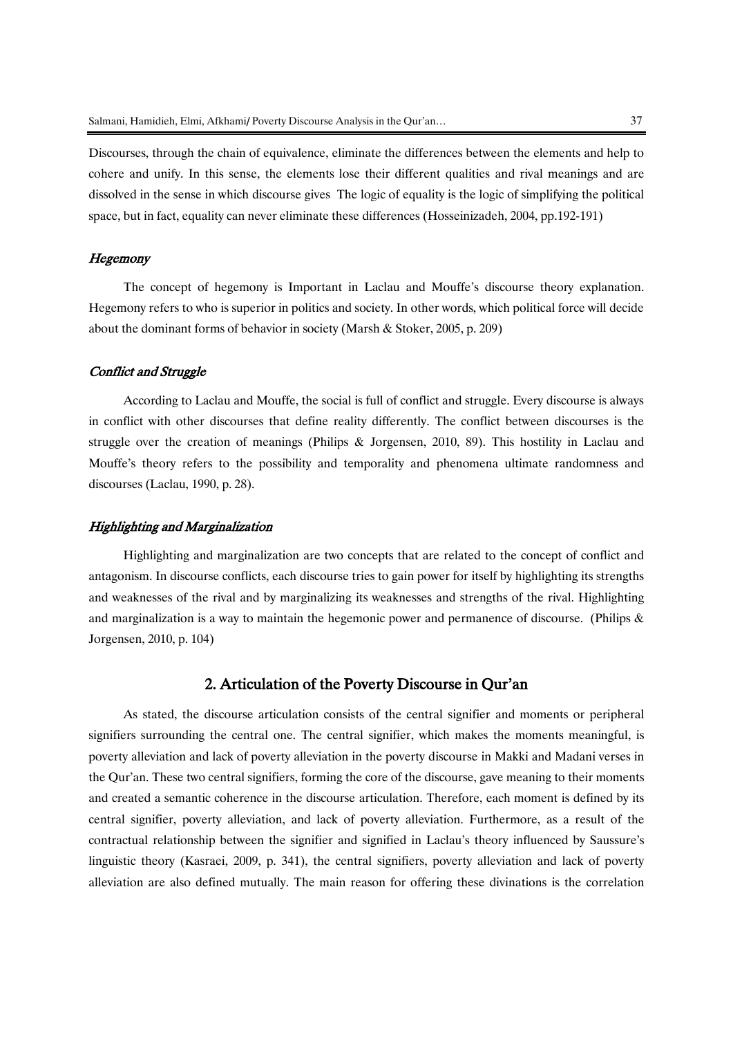Discourses, through the chain of equivalence, eliminate the differences between the elements and help to cohere and unify. In this sense, the elements lose their different qualities and rival meanings and are dissolved in the sense in which discourse gives The logic of equality is the logic of simplifying the political space, but in fact, equality can never eliminate these differences (Hosseinizadeh, 2004, pp.192-191)

### *Hegemony*

The concept of hegemony is Important in Laclau and Mouffe's discourse theory explanation. Hegemony refers to who is superior in politics and society. In other words, which political force will decide about the dominant forms of behavior in society (Marsh & Stoker, 2005, p. 209)

### *Conflict and Struggle*

According to Laclau and Mouffe, the social is full of conflict and struggle. Every discourse is always in conflict with other discourses that define reality differently. The conflict between discourses is the struggle over the creation of meanings (Philips & Jorgensen, 2010, 89). This hostility in Laclau and Mouffe's theory refers to the possibility and temporality and phenomena ultimate randomness and discourses (Laclau, 1990, p. 28).

### *Highlighting and Marginalization*

Highlighting and marginalization are two concepts that are related to the concept of conflict and antagonism. In discourse conflicts, each discourse tries to gain power for itself by highlighting its strengths and weaknesses of the rival and by marginalizing its weaknesses and strengths of the rival. Highlighting and marginalization is a way to maintain the hegemonic power and permanence of discourse. (Philips & Jorgensen, 2010, p. 104)

## 2. Articulation of the Poverty Discourse in Qur'an

As stated, the discourse articulation consists of the central signifier and moments or peripheral signifiers surrounding the central one. The central signifier, which makes the moments meaningful, is poverty alleviation and lack of poverty alleviation in the poverty discourse in Makki and Madani verses in the Qur'an. These two central signifiers, forming the core of the discourse, gave meaning to their moments and created a semantic coherence in the discourse articulation. Therefore, each moment is defined by its central signifier, poverty alleviation, and lack of poverty alleviation. Furthermore, as a result of the contractual relationship between the signifier and signified in Laclau's theory influenced by Saussure's linguistic theory (Kasraei, 2009, p. 341), the central signifiers, poverty alleviation and lack of poverty alleviation are also defined mutually. The main reason for offering these divinations is the correlation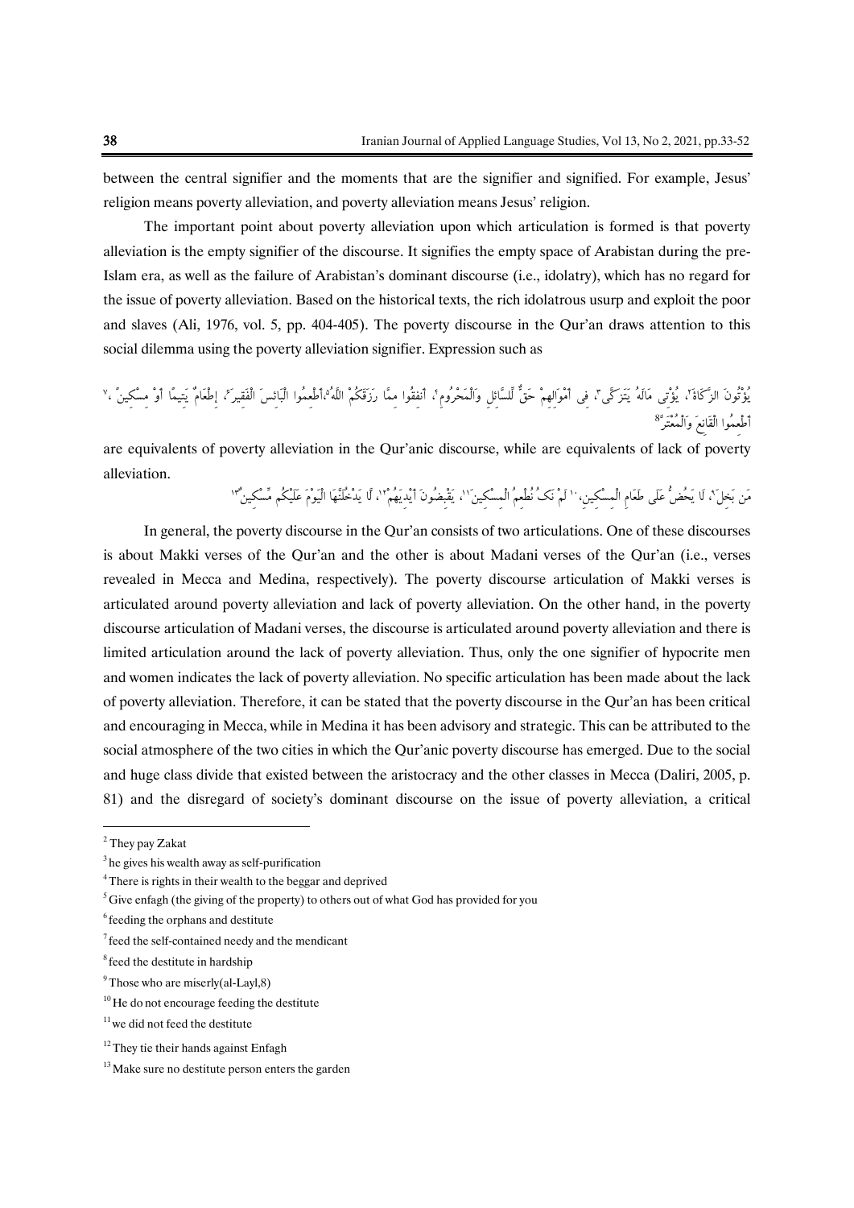between the central signifier and the moments that are the signifier and signified. For example, Jesus' religion means poverty alleviation, and poverty alleviation means Jesus' religion.

The important point about poverty alleviation upon which articulation is formed is that poverty alleviation is the empty signifier of the discourse. It signifies the empty space of Arabistan during the pre-Islam era, as well as the failure of Arabistan's dominant discourse (i.e., idolatry), which has no regard for the issue of poverty alleviation. Based on the historical texts, the rich idolatrous usurp and exploit the poor and slaves (Ali, 1976, vol. 5, pp. 404-405). The poverty discourse in the Qur'an draws attention to this social dilemma using the poverty alleviation signifier. Expression such as

يُؤْتُونَ الزَّكَاةَ[2]، يُؤْتِي مَالَهُ يَتَزَكَّى[3]، فِي أَمْوَالِهِمْ حَقٌّ لِّلسَّائِلِ وَالْمَحْرُومِ[4]، أنفقوا مِمَّا رَزَقَكُمْ اللَّهُ[5]،أَطْعِمُوا الْبَائِسَ الْفَقِيرَ[6]، إِطْعَامٌ يَتِيمًا أَوْ مِسْكِينً[7]، أَطْعِمُوا الْقَانِعَ وَالْمُعْتَرَّ[8]

are equivalents of poverty alleviation in the Qur'anic discourse, while are equivalents of lack of poverty alleviation.

مَن بَخِلَ[9]، لَا يَحُضُّ عَلَى طَعَامِ الْمِسْكِينِ،[10] لَمْ نَکُ نُطْعِمُ الْمِسْكِينَ[11]، يَقْبِضُونَ أَيْدِيَهُمْ[12]، لَّا يَدْخُلَنَّهَا الْيَوْمَ عَلَيْكُم مِّسْكِينٌ[13]

In general, the poverty discourse in the Qur'an consists of two articulations. One of these discourses is about Makki verses of the Qur'an and the other is about Madani verses of the Qur'an (i.e., verses revealed in Mecca and Medina, respectively). The poverty discourse articulation of Makki verses is articulated around poverty alleviation and lack of poverty alleviation. On the other hand, in the poverty discourse articulation of Madani verses, the discourse is articulated around poverty alleviation and there is limited articulation around the lack of poverty alleviation. Thus, only the one signifier of hypocrite men and women indicates the lack of poverty alleviation. No specific articulation has been made about the lack of poverty alleviation. Therefore, it can be stated that the poverty discourse in the Qur'an has been critical and encouraging in Mecca, while in Medina it has been advisory and strategic. This can be attributed to the social atmosphere of the two cities in which the Qur'anic poverty discourse has emerged. Due to the social and huge class divide that existed between the aristocracy and the other classes in Mecca (Daliri, 2005, p. 81) and the disregard of society's dominant discourse on the issue of poverty alleviation, a critical

---

[2] They pay Zakat

[3] he gives his wealth away as self-purification

[4] There is rights in their wealth to the beggar and deprived

[5] Give enfagh (the giving of the property) to others out of what God has provided for you

[6] feeding the orphans and destitute

[7] feed the self-contained needy and the mendicant

[8] feed the destitute in hardship

[9] Those who are miserly(al-Layl,8)

[10] He do not encourage feeding the destitute

[11] we did not feed the destitute

[12] They tie their hands against Enfagh

[13] Make sure no destitute person enters the garden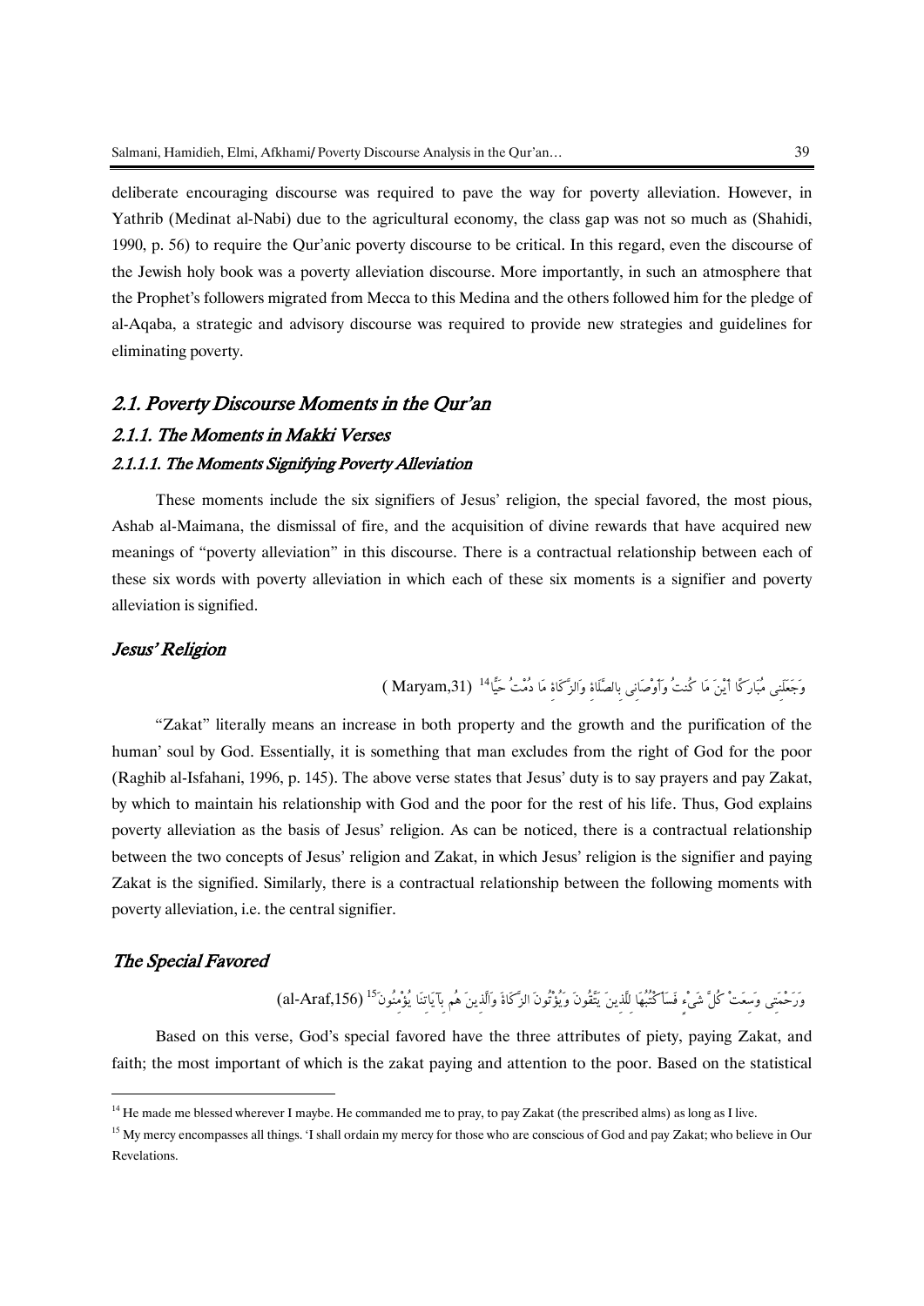deliberate encouraging discourse was required to pave the way for poverty alleviation. However, in Yathrib (Medinat al-Nabi) due to the agricultural economy, the class gap was not so much as (Shahidi, 1990, p. 56) to require the Qur'anic poverty discourse to be critical. In this regard, even the discourse of the Jewish holy book was a poverty alleviation discourse. More importantly, in such an atmosphere that the Prophet's followers migrated from Mecca to this Medina and the others followed him for the pledge of al-Aqaba, a strategic and advisory discourse was required to provide new strategies and guidelines for eliminating poverty.

## 2.1. Poverty Discourse Moments in the Qur'an

### 2.1.1. The Moments in Makki Verses

#### 2.1.1.1. The Moments Signifying Poverty Alleviation

These moments include the six signifiers of Jesus' religion, the special favored, the most pious, Ashab al-Maimana, the dismissal of fire, and the acquisition of divine rewards that have acquired new meanings of "poverty alleviation" in this discourse. There is a contractual relationship between each of these six words with poverty alleviation in which each of these six moments is a signifier and poverty alleviation is signified.

#### *Jesus' Religion*

وَجَعَلَنِي مُبَارَكًا أَيْنَ مَا كُنتُ وَأَوْصَانِي بِالصَّلَاةِ وَالزَّكَاةِ مَا دُمْتُ حَيًّا[14] (Maryam,31)

"Zakat" literally means an increase in both property and the growth and the purification of the human' soul by God. Essentially, it is something that man excludes from the right of God for the poor (Raghib al-Isfahani, 1996, p. 145). The above verse states that Jesus' duty is to say prayers and pay Zakat, by which to maintain his relationship with God and the poor for the rest of his life. Thus, God explains poverty alleviation as the basis of Jesus' religion. As can be noticed, there is a contractual relationship between the two concepts of Jesus' religion and Zakat, in which Jesus' religion is the signifier and paying Zakat is the signified. Similarly, there is a contractual relationship between the following moments with poverty alleviation, i.e. the central signifier.

#### *The Special Favored*

وَرَحْمَتِي وَسِعَتْ كُلَّ شَيْءٍ فَسَأَكْتُبُهَا لِلَّذِينَ يَتَّقُونَ وَيُؤْتُونَ الزَّكَاةَ وَالَّذِينَ هُم بِآيَاتِنَا يُؤْمِنُونَ[15] (al-Araf,156)

Based on this verse, God's special favored have the three attributes of piety, paying Zakat, and faith; the most important of which is the zakat paying and attention to the poor. Based on the statistical

---

[14] He made me blessed wherever I maybe. He commanded me to pray, to pay Zakat (the prescribed alms) as long as I live.

[15] My mercy encompasses all things. 'I shall ordain my mercy for those who are conscious of God and pay Zakat; who believe in Our Revelations.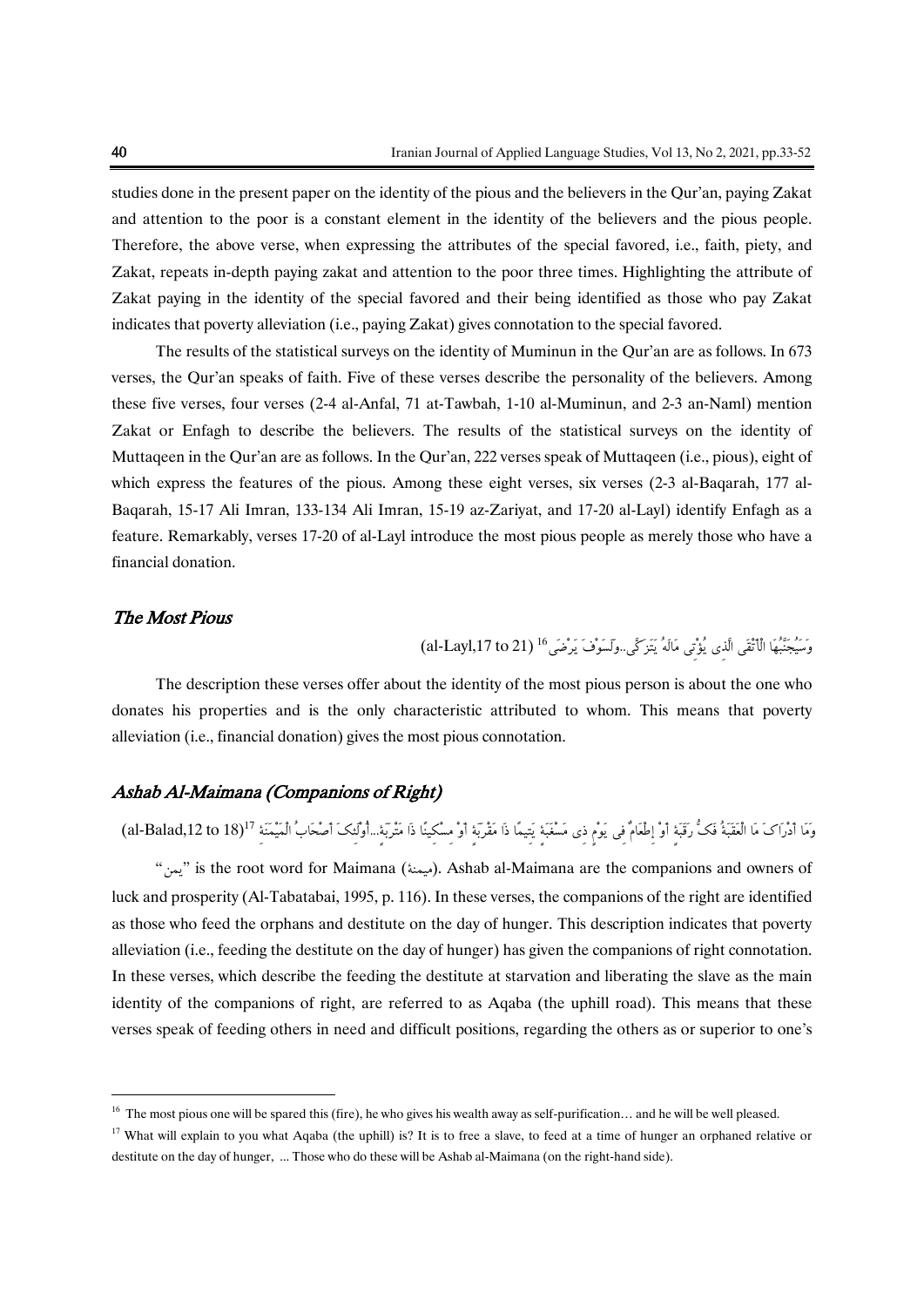studies done in the present paper on the identity of the pious and the believers in the Qur'an, paying Zakat and attention to the poor is a constant element in the identity of the believers and the pious people. Therefore, the above verse, when expressing the attributes of the special favored, i.e., faith, piety, and Zakat, repeats in-depth paying zakat and attention to the poor three times. Highlighting the attribute of Zakat paying in the identity of the special favored and their being identified as those who pay Zakat indicates that poverty alleviation (i.e., paying Zakat) gives connotation to the special favored.

The results of the statistical surveys on the identity of Muminun in the Qur'an are as follows. In 673 verses, the Qur'an speaks of faith. Five of these verses describe the personality of the believers. Among these five verses, four verses (2-4 al-Anfal, 71 at-Tawbah, 1-10 al-Muminun, and 2-3 an-Naml) mention Zakat or Enfagh to describe the believers. The results of the statistical surveys on the identity of Muttaqeen in the Qur'an are as follows. In the Qur'an, 222 verses speak of Muttaqeen (i.e., pious), eight of which express the features of the pious. Among these eight verses, six verses (2-3 al-Baqarah, 177 al-Baqarah, 15-17 Ali Imran, 133-134 Ali Imran, 15-19 az-Zariyat, and 17-20 al-Layl) identify Enfagh as a feature. Remarkably, verses 17-20 of al-Layl introduce the most pious people as merely those who have a financial donation.

### *The Most Pious*

وَسَيُجَنَّبُهَا الْأَتْقَى الَّذِى يُؤْتِى مَالَهُ يَتَزَكَّى..ولَسَوْفَ يَرْضَى[16] (al-Layl,17 to 21)

The description these verses offer about the identity of the most pious person is about the one who donates his properties and is the only characteristic attributed to whom. This means that poverty alleviation (i.e., financial donation) gives the most pious connotation.

### *Ashab Al-Maimana (Companions of Right)*

وَمَا أَدْرَاكَ مَا الْعَقَبَةُ فَكُّ رَقَبَةٍ أَوْ إِطْعَامٌ فِى يَوْمٍ ذِى مَسْغَبَةٍ يَتِيمًا ذَا مَقْرَبَةٍ أَوْ مِسْكِينًا ذَا مَتْرَبَةٍ...أُولَئِكَ أَصْحَابُ الْمَيْمَنَةِ[17] (al-Balad,12 to 18)

"يمن" is the root word for Maimana (ميمنة). Ashab al-Maimana are the companions and owners of luck and prosperity (Al-Tabatabai, 1995, p. 116). In these verses, the companions of the right are identified as those who feed the orphans and destitute on the day of hunger. This description indicates that poverty alleviation (i.e., feeding the destitute on the day of hunger) has given the companions of right connotation. In these verses, which describe the feeding the destitute at starvation and liberating the slave as the main identity of the companions of right, are referred to as Aqaba (the uphill road). This means that these verses speak of feeding others in need and difficult positions, regarding the others as or superior to one's

[16] The most pious one will be spared this (fire), he who gives his wealth away as self-purification… and he will be well pleased.

[17] What will explain to you what Aqaba (the uphill) is? It is to free a slave, to feed at a time of hunger an orphaned relative or destitute on the day of hunger, ... Those who do these will be Ashab al-Maimana (on the right-hand side).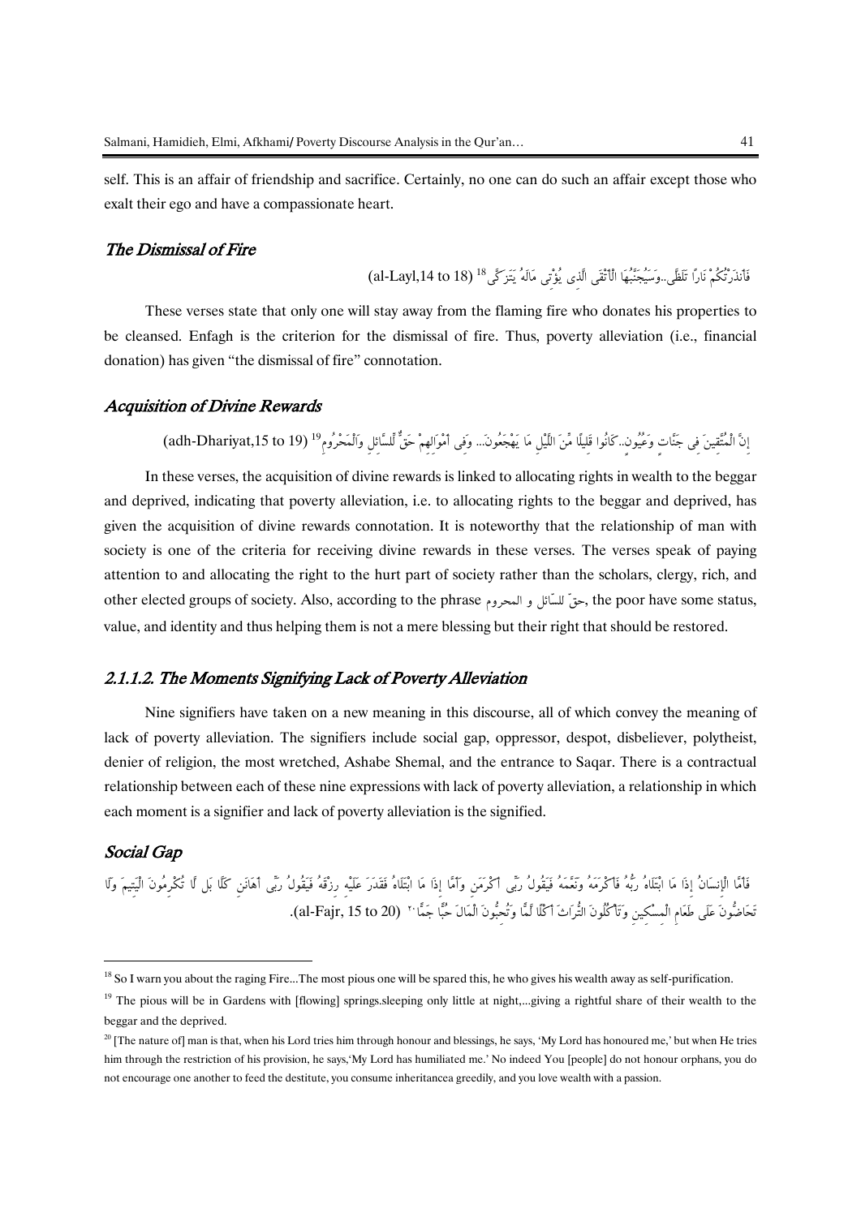self. This is an affair of friendship and sacrifice. Certainly, no one can do such an affair except those who exalt their ego and have a compassionate heart.

### The Dismissal of Fire

فَأَنذَرْتُكُمْ نَاراً تَلَظَّى..وَسَيُجَنَّبُهَا الْأَتْقَى الَّذِى يُؤْتِى مَالَهُ يَتَزَكَّى[18] (al-Layl,14 to 18)

These verses state that only one will stay away from the flaming fire who donates his properties to be cleansed. Enfagh is the criterion for the dismissal of fire. Thus, poverty alleviation (i.e., financial donation) has given "the dismissal of fire" connotation.

### Acquisition of Divine Rewards

إِنَّ الْمُتَّقِينَ فِى جَنَّاتٍ وَعُيُونٍ..كَانُوا قَلِيلًا مِّنَ اللَّيْلِ مَا يَهْجَعُونَ... وَفِى أَمْوَالِهِمْ حَقٌّ لِّلسَّائِلِ وَالْمَحْرُومِ[19] (adh-Dhariyat,15 to 19)

In these verses, the acquisition of divine rewards is linked to allocating rights in wealth to the beggar and deprived, indicating that poverty alleviation, i.e. to allocating rights to the beggar and deprived, has given the acquisition of divine rewards connotation. It is noteworthy that the relationship of man with society is one of the criteria for receiving divine rewards in these verses. The verses speak of paying attention to and allocating the right to the hurt part of society rather than the scholars, clergy, rich, and other elected groups of society. Also, according to the phrase حقّ للسّائل و المحروم, the poor have some status, value, and identity and thus helping them is not a mere blessing but their right that should be restored.

### 2.1.1.2. The Moments Signifying Lack of Poverty Alleviation

Nine signifiers have taken on a new meaning in this discourse, all of which convey the meaning of lack of poverty alleviation. The signifiers include social gap, oppressor, despot, disbeliever, polytheist, denier of religion, the most wretched, Ashabe Shemal, and the entrance to Saqar. There is a contractual relationship between each of these nine expressions with lack of poverty alleviation, a relationship in which each moment is a signifier and lack of poverty alleviation is the signified.

### Social Gap

فَأَمَّا الْإِنسَانُ إِذَا مَا ابْتَلَاهُ رَبُّهُ فَأَكْرَمَهُ وَنَعَّمَهُ فَيَقُولُ رَبِّى أَكْرَمَنِ وَأَمَّا إِذَا مَا ابْتَلَاهُ فَقَدَرَ عَلَيْهِ رِزْقَهُ فَيَقُولُ رَبِّى أَهَانَنِ كَلَّا بَل لَّا تُكْرِمُونَ الْيَتِيمَ وَلَا تَحَاضُّونَ عَلَى طَعَامِ الْمِسْكِينِ وَتَأْكُلُونَ التُّرَاثَ أَكْلًا لَّمًّا وَتُحِبُّونَ الْمَالَ حُبًّا جَمًّا[20] (al-Fajr, 15 to 20).

---

[18] So I warn you about the raging Fire...The most pious one will be spared this, he who gives his wealth away as self-purification.

[19] The pious will be in Gardens with [flowing] springs.sleeping only little at night,...giving a rightful share of their wealth to the beggar and the deprived.

[20] [The nature of] man is that, when his Lord tries him through honour and blessings, he says, 'My Lord has honoured me,' but when He tries him through the restriction of his provision, he says,'My Lord has humiliated me.' No indeed You [people] do not honour orphans, you do not encourage one another to feed the destitute, you consume inheritancea greedily, and you love wealth with a passion.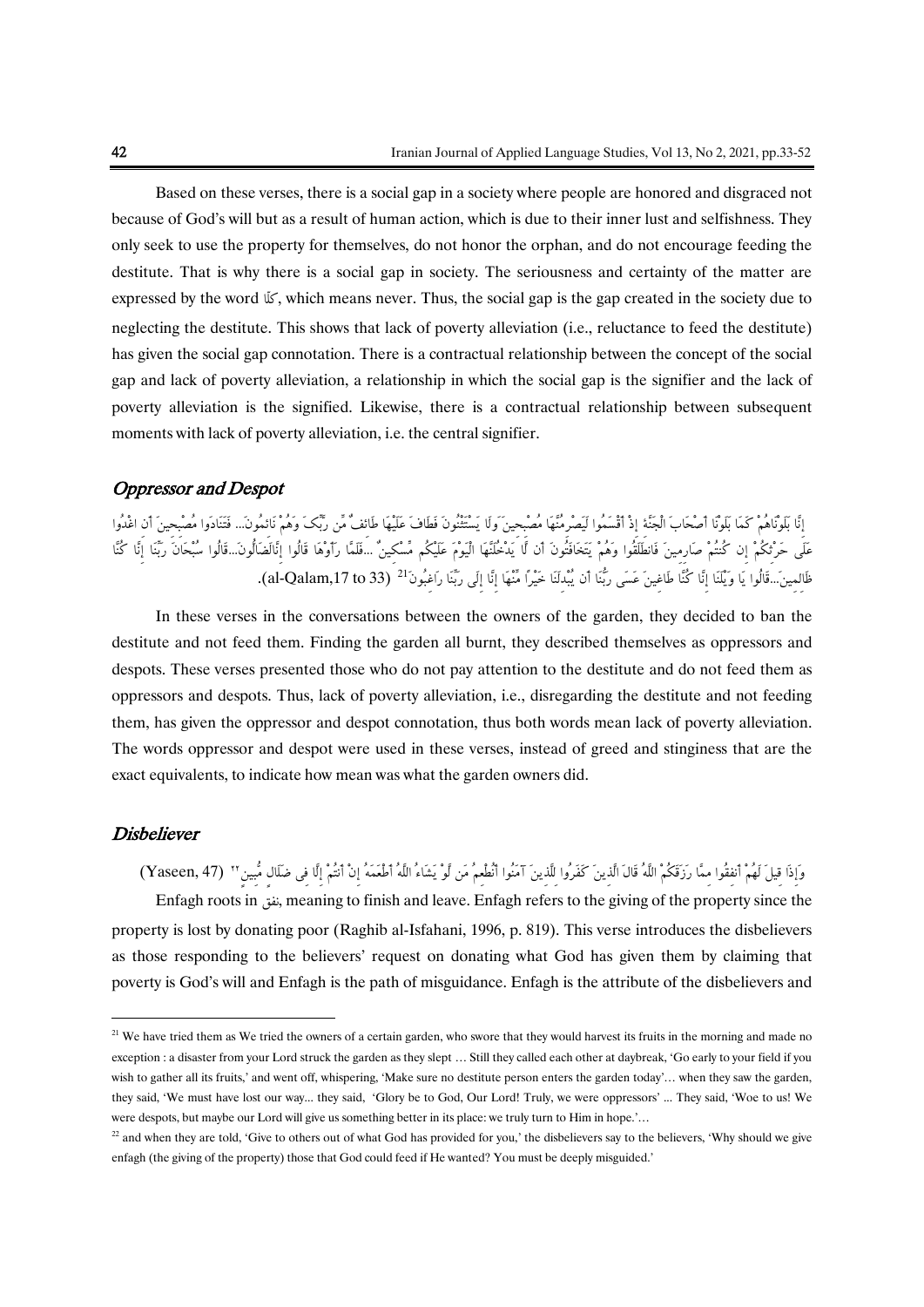Based on these verses, there is a social gap in a society where people are honored and disgraced not because of God's will but as a result of human action, which is due to their inner lust and selfishness. They only seek to use the property for themselves, do not honor the orphan, and do not encourage feeding the destitute. That is why there is a social gap in society. The seriousness and certainty of the matter are expressed by the word كلا, which means never. Thus, the social gap is the gap created in the society due to neglecting the destitute. This shows that lack of poverty alleviation (i.e., reluctance to feed the destitute) has given the social gap connotation. There is a contractual relationship between the concept of the social gap and lack of poverty alleviation, a relationship in which the social gap is the signifier and the lack of poverty alleviation is the signified. Likewise, there is a contractual relationship between subsequent moments with lack of poverty alleviation, i.e. the central signifier.

## Oppressor and Despot

إِنَّا بَلَوْنَاهُمْ كَمَا بَلَوْنَا أَصْحَابَ الْجَنَّةِ إِذْ أَقْسَمُوا لَيَصْرِمُنَّهَا مُصْبِحِينَ وَلَا يَسْتَثْنُونَ فَطَافَ عَلَيْهَا طَائِفٌ مِّن رَّبِّكَ وَهُمْ نَائِمُونَ... فَتَنَادَوا مُصْبِحِينَ أَنِ اغْدُوا عَلَى حَرْثِكُمْ إِن كُنتُمْ صَارِمِينَ فَانطَلَقُوا وَهُمْ يَتَخَافَتُونَ أَن لَّا يَدْخُلَنَّهَا الْيَوْمَ عَلَيْكُم مِّسْكِينٌ ...فَلَمَّا رَأَوْهَا قَالُوا إِنَّا لَضَالُّونَ...قَالُوا سُبْحَانَ رَبِّنَا إِنَّا كُنَّا ظَالِمِينَ...قَالُوا يَا وَيْلَنَا إِنَّا كُنَّا طَاغِينَ عَسَى رَبُّنَا أَن يُبْدِلَنَا خَيْرًا مِّنْهَا إِنَّا إِلَى رَبِّنَا رَاغِبُونَ[21] (al-Qalam,17 to 33).

In these verses in the conversations between the owners of the garden, they decided to ban the destitute and not feed them. Finding the garden all burnt, they described themselves as oppressors and despots. These verses presented those who do not pay attention to the destitute and do not feed them as oppressors and despots. Thus, lack of poverty alleviation, i.e., disregarding the destitute and not feeding them, has given the oppressor and despot connotation, thus both words mean lack of poverty alleviation. The words oppressor and despot were used in these verses, instead of greed and stinginess that are the exact equivalents, to indicate how mean was what the garden owners did.

## Disbeliever

وَإِذَا قِيلَ لَهُمْ أَنفِقُوا مِمَّا رَزَقَكُمُ اللَّهُ قَالَ الَّذِينَ كَفَرُوا لِلَّذِينَ آمَنُوا أَنُطْعِمُ مَن لَّوْ يَشَاءُ اللَّهُ أَطْعَمَهُ إِنْ أَنتُمْ إِلَّا فِي ضَلَالٍ مُّبِينٍ[22] (Yaseen, 47)

Enfagh roots in نفق, meaning to finish and leave. Enfagh refers to the giving of the property since the property is lost by donating poor (Raghib al-Isfahani, 1996, p. 819). This verse introduces the disbelievers as those responding to the believers' request on donating what God has given them by claiming that poverty is God's will and Enfagh is the path of misguidance. Enfagh is the attribute of the disbelievers and

---

[21] We have tried them as We tried the owners of a certain garden, who swore that they would harvest its fruits in the morning and made no exception : a disaster from your Lord struck the garden as they slept … Still they called each other at daybreak, 'Go early to your field if you wish to gather all its fruits,' and went off, whispering, 'Make sure no destitute person enters the garden today'… when they saw the garden, they said, 'We must have lost our way... they said, 'Glory be to God, Our Lord! Truly, we were oppressors' ... They said, 'Woe to us! We were despots, but maybe our Lord will give us something better in its place: we truly turn to Him in hope.'…

[22] and when they are told, 'Give to others out of what God has provided for you,' the disbelievers say to the believers, 'Why should we give enfagh (the giving of the property) those that God could feed if He wanted? You must be deeply misguided.'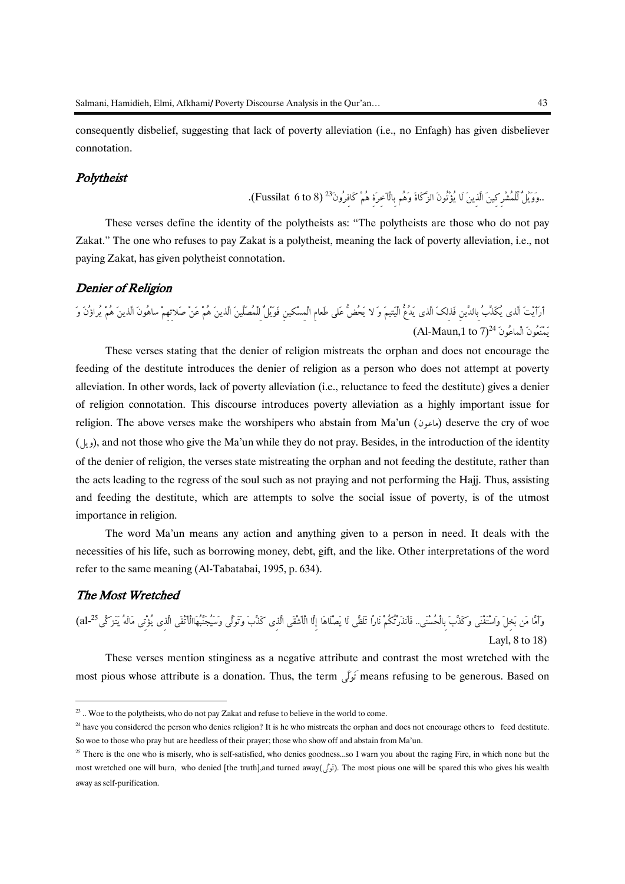consequently disbelief, suggesting that lack of poverty alleviation (i.e., no Enfagh) has given disbeliever connotation.

### *Polytheist*

..وَوَيْلٌ لِّلْمُشْرِكِينَ الَّذِينَ لَا يُؤْتُونَ الزَّكَاةَ وَهُم بِالْآخِرَةِ هُمْ كَافِرُونَ[23] (Fussilat 6 to 8).

These verses define the identity of the polytheists as: "The polytheists are those who do not pay Zakat." The one who refuses to pay Zakat is a polytheist, meaning the lack of poverty alleviation, i.e., not paying Zakat, has given polytheist connotation.

### *Denier of Religion*

أَرَأَيْتَ الَّذِي يُكَذِّبُ بِالدِّينِ فَذَلِكَ الَّذِي يَدُعُّ الْيَتِيمَ وَ لا يَحُضُّ عَلَى طَعامِ الْمِسْكِينِ فَوَيْلٌ لِلْمُصَلِّينَ الَّذِينَ هُمْ عَنْ صَلاتِهِمْ ساهُونَ الَّذِينَ هُمْ يُراؤُنَ وَ يَمْنَعُونَ الْماعُونَ[24] (Al-Maun,1 to 7)

These verses stating that the denier of religion mistreats the orphan and does not encourage the feeding of the destitute introduces the denier of religion as a person who does not attempt at poverty alleviation. In other words, lack of poverty alleviation (i.e., reluctance to feed the destitute) gives a denier of religion connotation. This discourse introduces poverty alleviation as a highly important issue for religion. The above verses make the worshipers who abstain from Ma'un (ماعون) deserve the cry of woe (ویل), and not those who give the Ma'un while they do not pray. Besides, in the introduction of the identity of the denier of religion, the verses state mistreating the orphan and not feeding the destitute, rather than the acts leading to the regress of the soul such as not praying and not performing the Hajj. Thus, assisting and feeding the destitute, which are attempts to solve the social issue of poverty, is of the utmost importance in religion.

The word Ma'un means any action and anything given to a person in need. It deals with the necessities of his life, such as borrowing money, debt, gift, and the like. Other interpretations of the word refer to the same meaning (Al-Tabatabai, 1995, p. 634).

### *The Most Wretched*

وَأَمَّا مَن بَخِلَ وَاسْتَغْنَى وَكَذَّبَ بِالْحُسْنَى.. فَأَنذَرْتُكُمْ نَاراً تَلَظَّى لَا يَصْلَاهَا إِلَّا الْأَشْقَى الَّذِي كَذَّبَ وَتَوَلَّى وَسَيُجَنَّبُهَاالْأَتْقَى الَّذِي يُؤْتِي مَالَهُ يَتَزَكَّى[25] (al-Layl, 8 to 18)

These verses mention stinginess as a negative attribute and contrast the most wretched with the most pious whose attribute is a donation. Thus, the term تَوَلّی means refusing to be generous. Based on

---

[23] .. Woe to the polytheists, who do not pay Zakat and refuse to believe in the world to come.

[24] have you considered the person who denies religion? It is he who mistreats the orphan and does not encourage others to feed destitute. So woe to those who pray but are heedless of their prayer; those who show off and abstain from Ma'un.

[25] There is the one who is miserly, who is self-satisfied, who denies goodness...so I warn you about the raging Fire, in which none but the most wretched one will burn, who denied [the truth],and turned away(تولّی). The most pious one will be spared this who gives his wealth away as self-purification.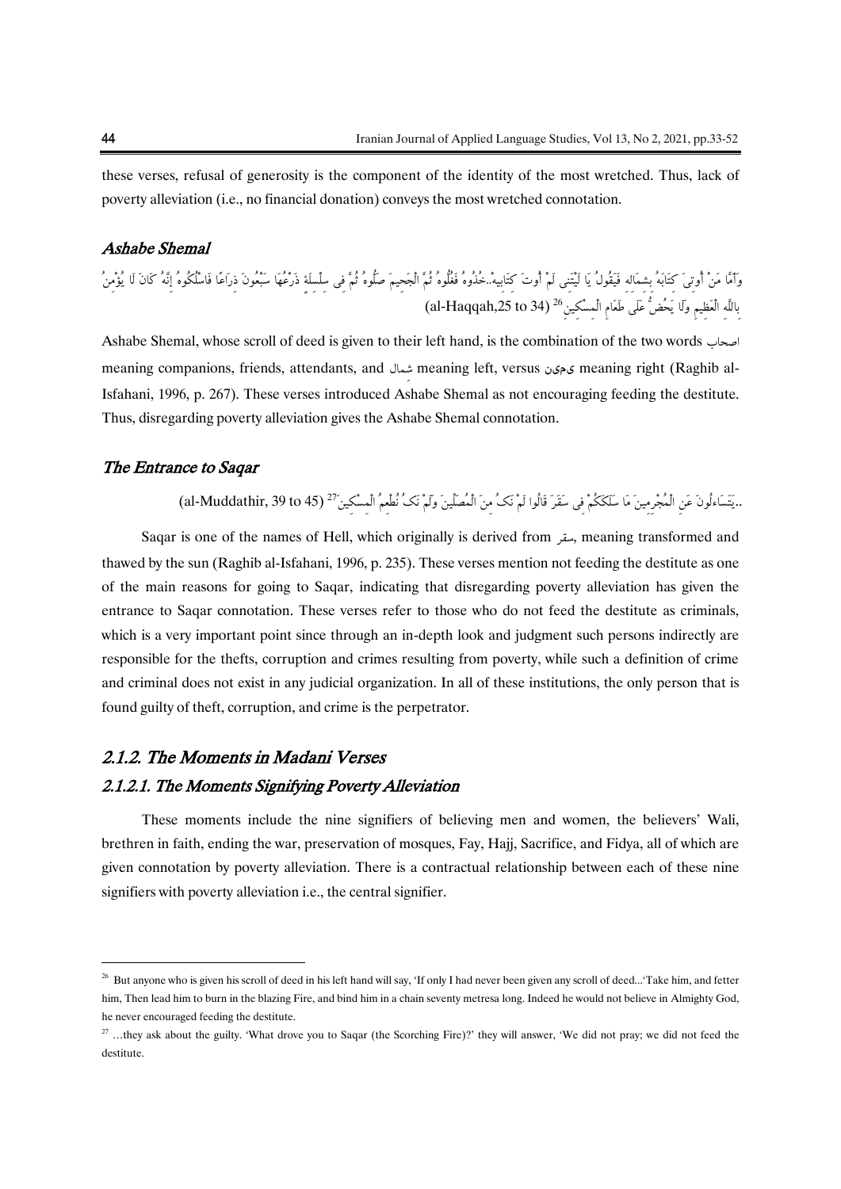these verses, refusal of generosity is the component of the identity of the most wretched. Thus, lack of poverty alleviation (i.e., no financial donation) conveys the most wretched connotation.

### *Ashabe Shemal*

وَأَمَّا مَنْ أُوتِيَ كِتَابَهُ بِشِمَالِهِ فَيَقُولُ يَا لَيْتَنِي لَمْ أُوتَ كِتَابِيهْ..خُذُوهُ فَغُلُّوهُ ثُمَّ الْجَحِيمَ صَلُّوهُ ثُمَّ فِي سِلْسِلَةٍ ذَرْعُهَا سَبْعُونَ ذِرَاعًا فَاسْلُكُوهُ إِنَّهُ كَانَ لَا يُؤْمِنُ بِاللَّهِ الْعَظِيمِ وَلَا يَحُضُّ عَلَى طَعَامِ الْمِسْكِينِ [26] (al-Haqqah,25 to 34)

Ashabe Shemal, whose scroll of deed is given to their left hand, is the combination of the two words اصحاب meaning companions, friends, attendants, and شمال meaning left, versus یمین meaning right (Raghib al-Isfahani, 1996, p. 267). These verses introduced Ashabe Shemal as not encouraging feeding the destitute. Thus, disregarding poverty alleviation gives the Ashabe Shemal connotation.

### *The Entrance to Saqar*

..يَتَسَاءَلُونَ عَنِ الْمُجْرِمِينَ مَا سَلَكَكُمْ فِي سَقَرَ قَالُوا لَمْ نَكُ مِنَ الْمُصَلِّينَ وَلَمْ نَكُ نُطْعِمُ الْمِسْكِينَ [27] (al-Muddathir, 39 to 45)

Saqar is one of the names of Hell, which originally is derived from سقر, meaning transformed and thawed by the sun (Raghib al-Isfahani, 1996, p. 235). These verses mention not feeding the destitute as one of the main reasons for going to Saqar, indicating that disregarding poverty alleviation has given the entrance to Saqar connotation. These verses refer to those who do not feed the destitute as criminals, which is a very important point since through an in-depth look and judgment such persons indirectly are responsible for the thefts, corruption and crimes resulting from poverty, while such a definition of crime and criminal does not exist in any judicial organization. In all of these institutions, the only person that is found guilty of theft, corruption, and crime is the perpetrator.

## *2.1.2. The Moments in Madani Verses*

### *2.1.2.1. The Moments Signifying Poverty Alleviation*

These moments include the nine signifiers of believing men and women, the believers' Wali, brethren in faith, ending the war, preservation of mosques, Fay, Hajj, Sacrifice, and Fidya, all of which are given connotation by poverty alleviation. There is a contractual relationship between each of these nine signifiers with poverty alleviation i.e., the central signifier.

---

[26] But anyone who is given his scroll of deed in his left hand will say, 'If only I had never been given any scroll of deed...'Take him, and fetter him, Then lead him to burn in the blazing Fire, and bind him in a chain seventy metresa long. Indeed he would not believe in Almighty God, he never encouraged feeding the destitute.

[27] …they ask about the guilty. 'What drove you to Saqar (the Scorching Fire)?' they will answer, 'We did not pray; we did not feed the destitute.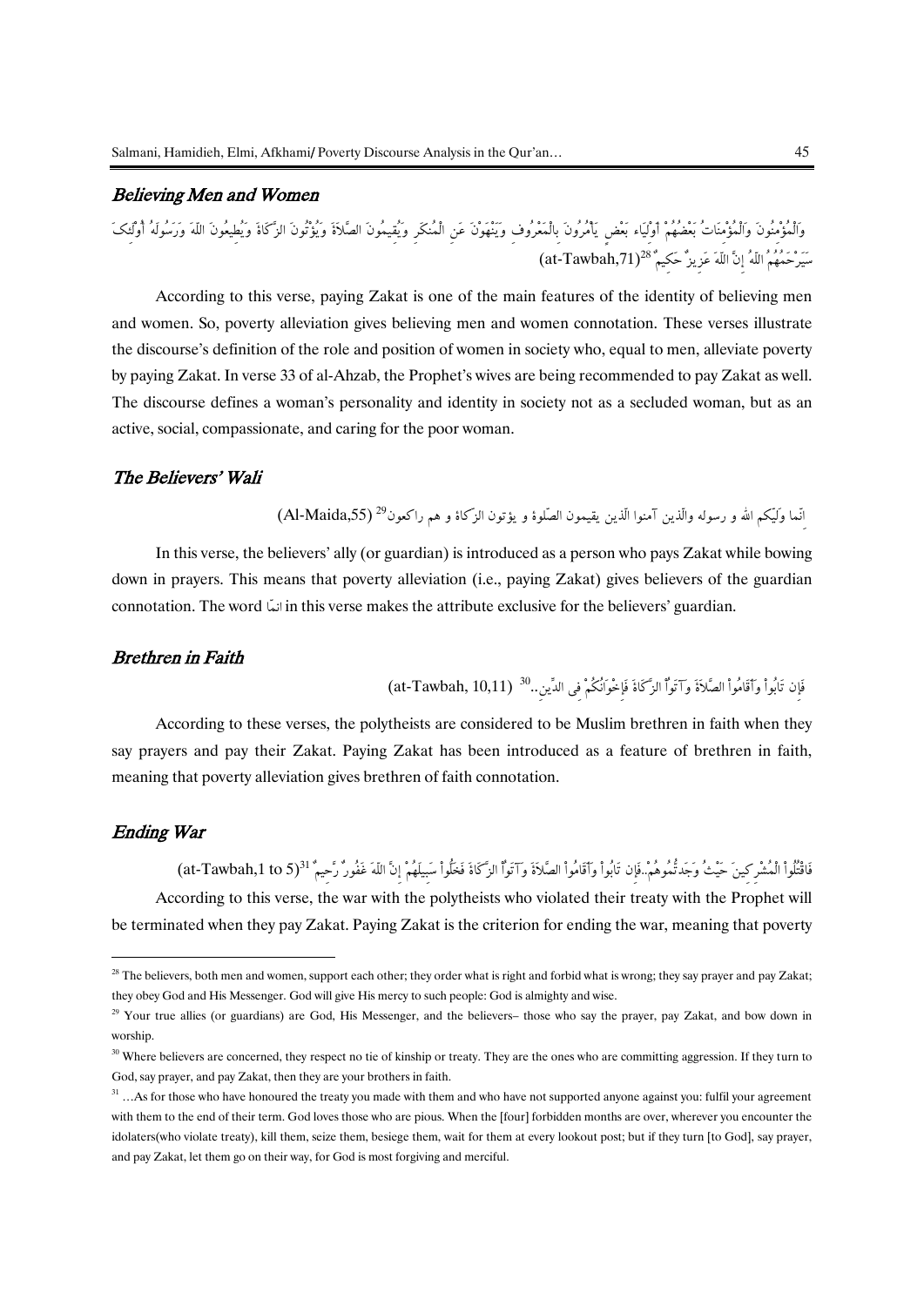### *Believing Men and Women*

وَالْمُؤْمِنُونَ وَالْمُؤْمِنَاتُ بَعْضُهُمْ أَوْلِيَاء بَعْضٍ يَأْمُرُونَ بِالْمَعْرُوفِ وَيَنْهَوْنَ عَنِ الْمُنكَرِ وَيُقِيمُونَ الصَّلاَةَ وَيُؤْتُونَ الزَّكَاةَ وَيُطِيعُونَ اللّهَ وَرَسُولَهُ أُوْلَئِكَ سَيَرْحَمُهُمُ اللّهُ إِنَّ اللّهَ عَزِيزٌ حَكِيمٌ[28](at-Tawbah,71)

According to this verse, paying Zakat is one of the main features of the identity of believing men and women. So, poverty alleviation gives believing men and women connotation. These verses illustrate the discourse's definition of the role and position of women in society who, equal to men, alleviate poverty by paying Zakat. In verse 33 of al-Ahzab, the Prophet's wives are being recommended to pay Zakat as well. The discourse defines a woman's personality and identity in society not as a secluded woman, but as an active, social, compassionate, and caring for the poor woman.

### *The Believers' Wali*

انّما وَلِيّكم الله و رسوله والّذين آمنوا الّذين يقيمون الصّلوة و يؤتون الزّكاة و هم راكعون[29] (Al-Maida,55)

In this verse, the believers' ally (or guardian) is introduced as a person who pays Zakat while bowing down in prayers. This means that poverty alleviation (i.e., paying Zakat) gives believers of the guardian connotation. The word انمّا in this verse makes the attribute exclusive for the believers' guardian.

### *Brethren in Faith*

فَإِن تَابُواْ وَأَقَامُواْ الصَّلاَةَ وَآتَوُاْ الزَّكَاةَ فَإِخْوَانُكُمْ فِي الدِّينِ..[30] (at-Tawbah, 10,11)

According to these verses, the polytheists are considered to be Muslim brethren in faith when they say prayers and pay their Zakat. Paying Zakat has been introduced as a feature of brethren in faith, meaning that poverty alleviation gives brethren of faith connotation.

### *Ending War*

فَاقْتُلُواْ الْمُشْرِكِينَ حَيْثُ وَجَدتُّمُوهُمْ..فَإِن تَابُواْ وَأَقَامُواْ الصَّلاَةَ وَآتَوُاْ الزَّكَاةَ فَخَلُّواْ سَبِيلَهُمْ إِنَّ اللّهَ غَفُورٌ رَّحِيمٌ[31](at-Tawbah,1 to 5)

According to this verse, the war with the polytheists who violated their treaty with the Prophet will be terminated when they pay Zakat. Paying Zakat is the criterion for ending the war, meaning that poverty

---

[28] The believers, both men and women, support each other; they order what is right and forbid what is wrong; they say prayer and pay Zakat; they obey God and His Messenger. God will give His mercy to such people: God is almighty and wise.

[29] Your true allies (or guardians) are God, His Messenger, and the believers– those who say the prayer, pay Zakat, and bow down in worship.

[30] Where believers are concerned, they respect no tie of kinship or treaty. They are the ones who are committing aggression. If they turn to God, say prayer, and pay Zakat, then they are your brothers in faith.

[31] …As for those who have honoured the treaty you made with them and who have not supported anyone against you: fulfil your agreement with them to the end of their term. God loves those who are pious. When the [four] forbidden months are over, wherever you encounter the idolaters(who violate treaty), kill them, seize them, besiege them, wait for them at every lookout post; but if they turn [to God], say prayer, and pay Zakat, let them go on their way, for God is most forgiving and merciful.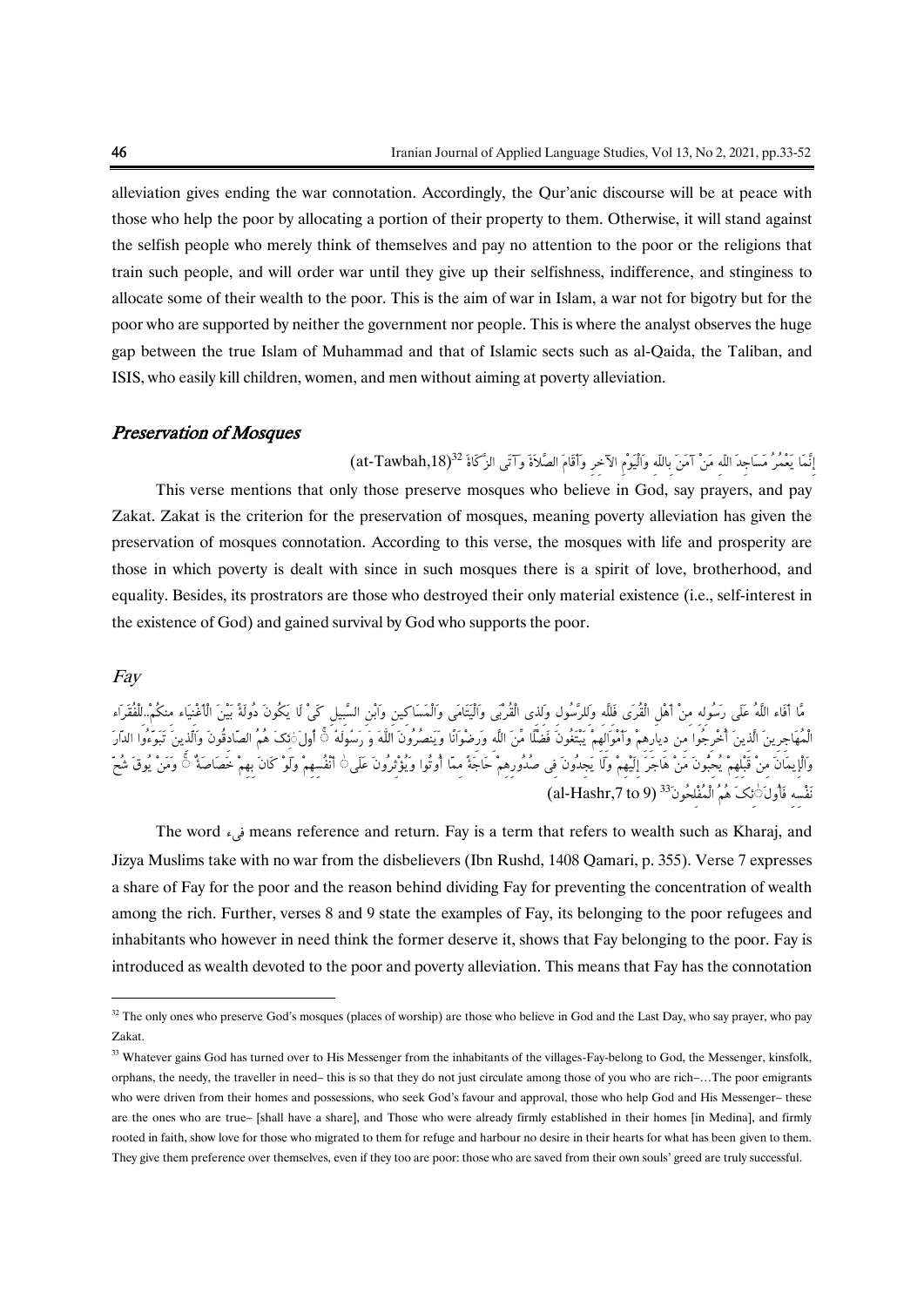alleviation gives ending the war connotation. Accordingly, the Qur'anic discourse will be at peace with those who help the poor by allocating a portion of their property to them. Otherwise, it will stand against the selfish people who merely think of themselves and pay no attention to the poor or the religions that train such people, and will order war until they give up their selfishness, indifference, and stinginess to allocate some of their wealth to the poor. This is the aim of war in Islam, a war not for bigotry but for the poor who are supported by neither the government nor people. This is where the analyst observes the huge gap between the true Islam of Muhammad and that of Islamic sects such as al-Qaida, the Taliban, and ISIS, who easily kill children, women, and men without aiming at poverty alleviation.

## *Preservation of Mosques*

إِنَّمَا يَعْمُرُ مَسَاجِدَ اللَّهِ مَنْ آمَنَ بِاللَّهِ وَالْيَوْمِ الْآخِرِ وَأَقَامَ الصَّلَاةَ وَآتَى الزَّكَاةَ [32](at-Tawbah,18)

This verse mentions that only those preserve mosques who believe in God, say prayers, and pay Zakat. Zakat is the criterion for the preservation of mosques, meaning poverty alleviation has given the preservation of mosques connotation. According to this verse, the mosques with life and prosperity are those in which poverty is dealt with since in such mosques there is a spirit of love, brotherhood, and equality. Besides, its prostrators are those who destroyed their only material existence (i.e., self-interest in the existence of God) and gained survival by God who supports the poor.

## *Fay*

مَّا أَفَاءَ اللَّهُ عَلَى رَسُولِهِ مِنْ أَهْلِ الْقُرَى فَلِلَّهِ وَلِلرَّسُولِ وَلِذِي الْقُرْبَى وَالْيَتَامَى وَالْمَسَاكِينِ وَابْنِ السَّبِيلِ كَيْ لَا يَكُونَ دُولَةً بَيْنَ الْأَغْنِيَاءِ مِنكُمْ..لِلْفُقَرَاءِ الْمُهَاجِرِينَ الَّذِينَ أُخْرِجُوا مِن دِيَارِهِمْ وَأَمْوَالِهِمْ يَبْتَغُونَ فَضْلًا مِّنَ اللَّهِ وَرِضْوَانًا وَيَنصُرُونَ اللَّهَ وَرَسُولَهُ ۚ أُولَٰئِكَ هُمُ الصَّادِقُونَ وَالَّذِينَ تَبَوَّءُوا الدَّارَ وَالْإِيمَانَ مِن قَبْلِهِمْ يُحِبُّونَ مَنْ هَاجَرَ إِلَيْهِمْ وَلَا يَجِدُونَ فِي صُدُورِهِمْ حَاجَةً مِّمَّا أُوتُوا وَيُؤْثِرُونَ عَلَىٰ أَنفُسِهِمْ وَلَوْ كَانَ بِهِمْ خَصَاصَةٌ ۚ وَمَن يُوقَ شُحَّ نَفْسِهِ فَأُولَٰئِكَ هُمُ الْمُفْلِحُونَ [33](al-Hashr,7 to 9)

The word فیء means reference and return. Fay is a term that refers to wealth such as Kharaj, and Jizya Muslims take with no war from the disbelievers (Ibn Rushd, 1408 Qamari, p. 355). Verse 7 expresses a share of Fay for the poor and the reason behind dividing Fay for preventing the concentration of wealth among the rich. Further, verses 8 and 9 state the examples of Fay, its belonging to the poor refugees and inhabitants who however in need think the former deserve it, shows that Fay belonging to the poor. Fay is introduced as wealth devoted to the poor and poverty alleviation. This means that Fay has the connotation

---

[32] The only ones who preserve God's mosques (places of worship) are those who believe in God and the Last Day, who say prayer, who pay Zakat.

[33] Whatever gains God has turned over to His Messenger from the inhabitants of the villages-Fay-belong to God, the Messenger, kinsfolk, orphans, the needy, the traveller in need– this is so that they do not just circulate among those of you who are rich–…The poor emigrants who were driven from their homes and possessions, who seek God's favour and approval, those who help God and His Messenger– these are the ones who are true– [shall have a share], and Those who were already firmly established in their homes [in Medina], and firmly rooted in faith, show love for those who migrated to them for refuge and harbour no desire in their hearts for what has been given to them. They give them preference over themselves, even if they too are poor: those who are saved from their own souls' greed are truly successful.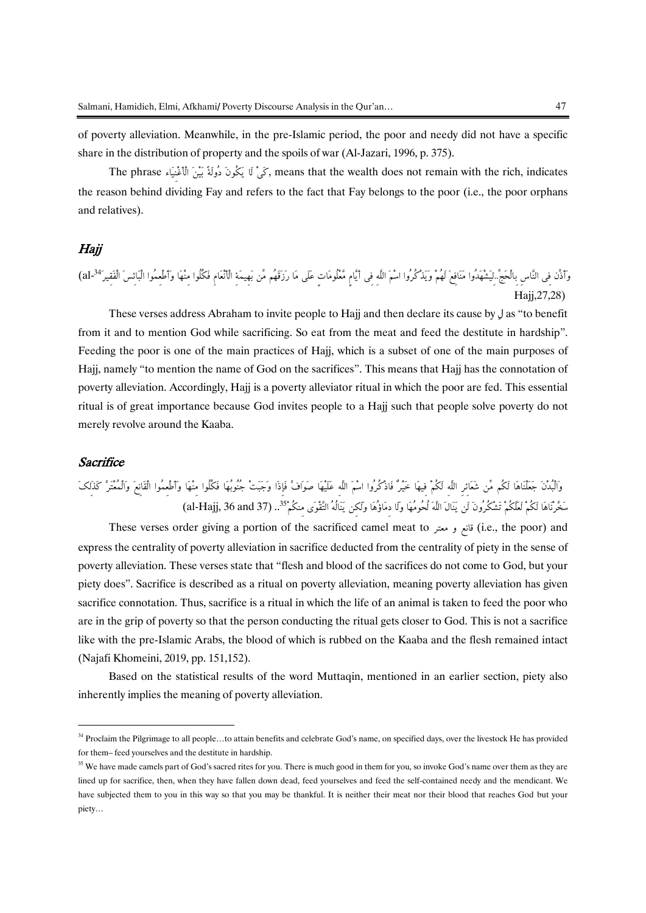of poverty alleviation. Meanwhile, in the pre-Islamic period, the poor and needy did not have a specific share in the distribution of property and the spoils of war (Al-Jazari, 1996, p. 375).

The phrase كَيْ لَا يَكُونَ دُولَةً بَيْنَ الْأَغْنِيَاءِ, means that the wealth does not remain with the rich, indicates the reason behind dividing Fay and refers to the fact that Fay belongs to the poor (i.e., the poor orphans and relatives).

## *Hajj*

وَأَذِّن فِي النَّاسِ بِالْحَجِّ..لِيَشْهَدُوا مَنَافِعَ لَهُمْ وَيَذْكُرُوا اسْمَ اللَّهِ فِي أَيَّامٍ مَّعْلُومَاتٍ عَلَى مَا رَزَقَهُم مِّن بَهِيمَةِ الْأَنْعَامِ فَكُلُوا مِنْهَا وَأَطْعِمُوا الْبَائِسَ الْفَقِيرَ[34] (al-Hajj,27,28)

These verses address Abraham to invite people to Hajj and then declare its cause by لِ as "to benefit from it and to mention God while sacrificing. So eat from the meat and feed the destitute in hardship". Feeding the poor is one of the main practices of Hajj, which is a subset of one of the main purposes of Hajj, namely "to mention the name of God on the sacrifices". This means that Hajj has the connotation of poverty alleviation. Accordingly, Hajj is a poverty alleviator ritual in which the poor are fed. This essential ritual is of great importance because God invites people to a Hajj such that people solve poverty do not merely revolve around the Kaaba.

## *Sacrifice*

وَالْبُدْنَ جَعَلْنَاهَا لَكُم مِّن شَعَائِرِ اللَّهِ لَكُمْ فِيهَا خَيْرٌ فَاذْكُرُوا اسْمَ اللَّهِ عَلَيْهَا صَوَافَّ فَإِذَا وَجَبَتْ جُنُوبُهَا فَكُلُوا مِنْهَا وَأَطْعِمُوا الْقَانِعَ وَالْمُعْتَرَّ كَذَٰلِكَ سَخَّرْنَاهَا لَكُمْ لَعَلَّكُمْ تَشْكُرُونَ لَن يَنَالَ اللَّهَ لُحُومُهَا وَلَا دِمَاؤُهَا وَلَٰكِن يَنَالُهُ التَّقْوَىٰ مِنكُمْ[35].. (al-Hajj, 36 and 37)

These verses order giving a portion of the sacrificed camel meat to قانع و معتر (i.e., the poor) and express the centrality of poverty alleviation in sacrifice deducted from the centrality of piety in the sense of poverty alleviation. These verses state that "flesh and blood of the sacrifices do not come to God, but your piety does". Sacrifice is described as a ritual on poverty alleviation, meaning poverty alleviation has given sacrifice connotation. Thus, sacrifice is a ritual in which the life of an animal is taken to feed the poor who are in the grip of poverty so that the person conducting the ritual gets closer to God. This is not a sacrifice like with the pre-Islamic Arabs, the blood of which is rubbed on the Kaaba and the flesh remained intact (Najafi Khomeini, 2019, pp. 151,152).

Based on the statistical results of the word Muttaqin, mentioned in an earlier section, piety also inherently implies the meaning of poverty alleviation.

---

[34] Proclaim the Pilgrimage to all people…to attain benefits and celebrate God's name, on specified days, over the livestock He has provided for them– feed yourselves and the destitute in hardship.

[35] We have made camels part of God's sacred rites for you. There is much good in them for you, so invoke God's name over them as they are lined up for sacrifice, then, when they have fallen down dead, feed yourselves and feed the self-contained needy and the mendicant. We have subjected them to you in this way so that you may be thankful. It is neither their meat nor their blood that reaches God but your piety…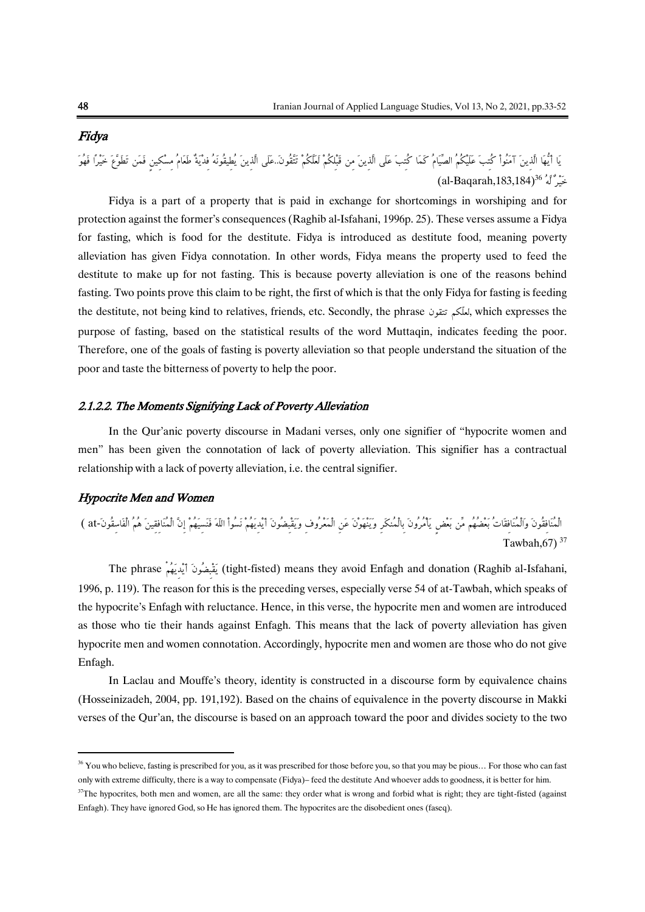### *Fidya*

يَا أَيُّهَا الَّذِينَ آمَنُواْ كُتِبَ عَلَيْكُمُ الصِّيَامُ كَمَا كُتِبَ عَلَى الَّذِينَ مِن قَبْلِكُمْ لَعَلَّكُمْ تَتَّقُونَ..عَلَى الَّذِينَ يُطِيقُونَهُ فِدْيَةٌ طَعَامُ مِسْكِينٍ فَمَن تَطَوَّعَ خَيْرًا فَهُوَ خَيْرٌ لَّهُ (al-Baqarah,183,184)[36]

Fidya is a part of a property that is paid in exchange for shortcomings in worshiping and for protection against the former's consequences (Raghib al-Isfahani, 1996p. 25). These verses assume a Fidya for fasting, which is food for the destitute. Fidya is introduced as destitute food, meaning poverty alleviation has given Fidya connotation. In other words, Fidya means the property used to feed the destitute to make up for not fasting. This is because poverty alleviation is one of the reasons behind fasting. Two points prove this claim to be right, the first of which is that the only Fidya for fasting is feeding the destitute, not being kind to relatives, friends, etc. Secondly, the phrase لعلکم تتقون, which expresses the purpose of fasting, based on the statistical results of the word Muttaqin, indicates feeding the poor. Therefore, one of the goals of fasting is poverty alleviation so that people understand the situation of the poor and taste the bitterness of poverty to help the poor.

#### *2.1.2.2. The Moments Signifying Lack of Poverty Alleviation*

In the Qur'anic poverty discourse in Madani verses, only one signifier of "hypocrite women and men" has been given the connotation of lack of poverty alleviation. This signifier has a contractual relationship with a lack of poverty alleviation, i.e. the central signifier.

### *Hypocrite Men and Women*

الْمُنَافِقُونَ وَالْمُنَافِقَاتُ بَعْضُهُم مِّن بَعْضٍ يَأْمُرُونَ بِالْمُنكَرِ وَيَنْهَوْنَ عَنِ الْمَعْرُوفِ وَيَقْبِضُونَ أَيْدِيَهُمْ نَسُواْ اللَّهَ فَنَسِيَهُمْ إِنَّ الْمُنَافِقِينَ هُمُ الْفَاسِقُونَ (at-Tawbah,67)[37]

The phrase يَقْبِضُونَ أَيْدِيَهُمْ (tight-fisted) means they avoid Enfagh and donation (Raghib al-Isfahani, 1996, p. 119). The reason for this is the preceding verses, especially verse 54 of at-Tawbah, which speaks of the hypocrite's Enfagh with reluctance. Hence, in this verse, the hypocrite men and women are introduced as those who tie their hands against Enfagh. This means that the lack of poverty alleviation has given hypocrite men and women connotation. Accordingly, hypocrite men and women are those who do not give Enfagh.

In Laclau and Mouffe's theory, identity is constructed in a discourse form by equivalence chains (Hosseinizadeh, 2004, pp. 191,192). Based on the chains of equivalence in the poverty discourse in Makki verses of the Qur'an, the discourse is based on an approach toward the poor and divides society to the two

---

[36] You who believe, fasting is prescribed for you, as it was prescribed for those before you, so that you may be pious… For those who can fast only with extreme difficulty, there is a way to compensate (Fidya)– feed the destitute And whoever adds to goodness, it is better for him.

[37] The hypocrites, both men and women, are all the same: they order what is wrong and forbid what is right; they are tight-fisted (against Enfagh). They have ignored God, so He has ignored them. The hypocrites are the disobedient ones (faseq).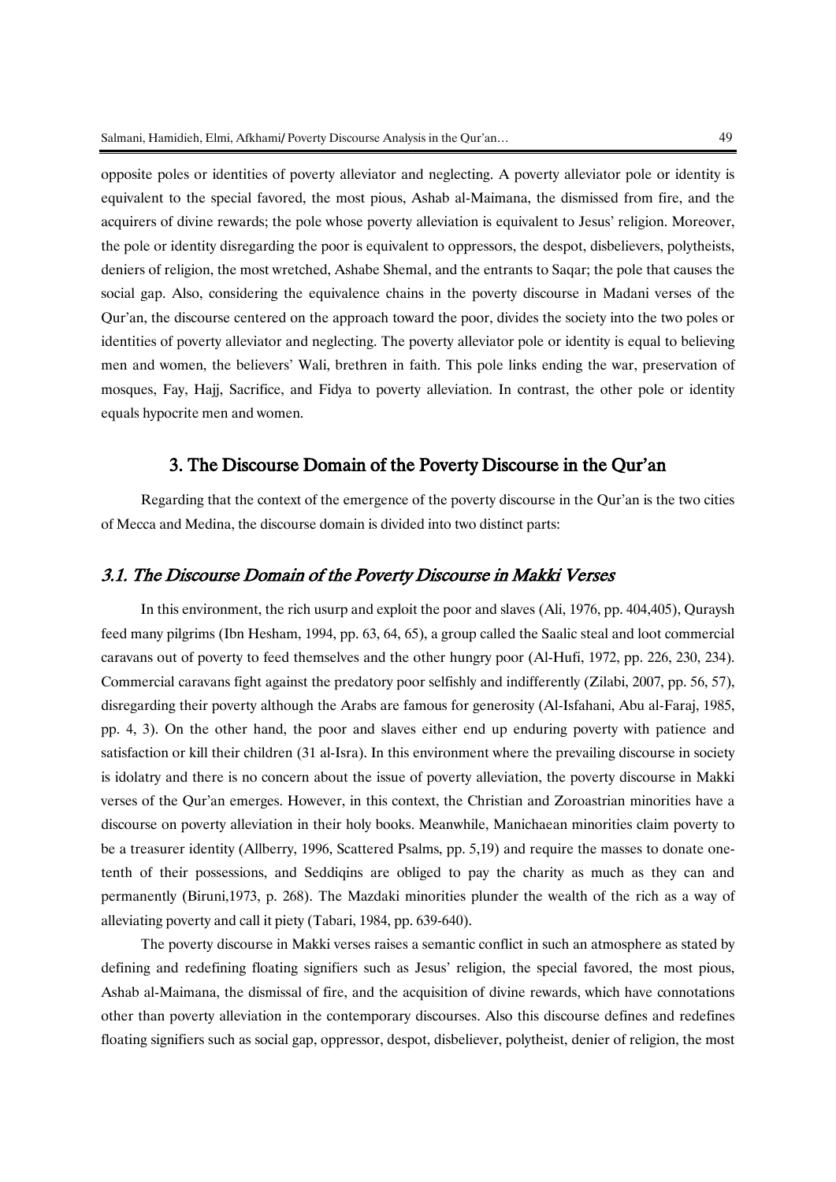opposite poles or identities of poverty alleviator and neglecting. A poverty alleviator pole or identity is equivalent to the special favored, the most pious, Ashab al-Maimana, the dismissed from fire, and the acquirers of divine rewards; the pole whose poverty alleviation is equivalent to Jesus' religion. Moreover, the pole or identity disregarding the poor is equivalent to oppressors, the despot, disbelievers, polytheists, deniers of religion, the most wretched, Ashabe Shemal, and the entrants to Saqar; the pole that causes the social gap. Also, considering the equivalence chains in the poverty discourse in Madani verses of the Qur'an, the discourse centered on the approach toward the poor, divides the society into the two poles or identities of poverty alleviator and neglecting. The poverty alleviator pole or identity is equal to believing men and women, the believers' Wali, brethren in faith. This pole links ending the war, preservation of mosques, Fay, Hajj, Sacrifice, and Fidya to poverty alleviation. In contrast, the other pole or identity equals hypocrite men and women.

## 3. The Discourse Domain of the Poverty Discourse in the Qur'an

Regarding that the context of the emergence of the poverty discourse in the Qur'an is the two cities of Mecca and Medina, the discourse domain is divided into two distinct parts:

### *3.1. The Discourse Domain of the Poverty Discourse in Makki Verses*

In this environment, the rich usurp and exploit the poor and slaves (Ali, 1976, pp. 404,405), Quraysh feed many pilgrims (Ibn Hesham, 1994, pp. 63, 64, 65), a group called the Saalic steal and loot commercial caravans out of poverty to feed themselves and the other hungry poor (Al-Hufi, 1972, pp. 226, 230, 234). Commercial caravans fight against the predatory poor selfishly and indifferently (Zilabi, 2007, pp. 56, 57), disregarding their poverty although the Arabs are famous for generosity (Al-Isfahani, Abu al-Faraj, 1985, pp. 4, 3). On the other hand, the poor and slaves either end up enduring poverty with patience and satisfaction or kill their children (31 al-Isra). In this environment where the prevailing discourse in society is idolatry and there is no concern about the issue of poverty alleviation, the poverty discourse in Makki verses of the Qur'an emerges. However, in this context, the Christian and Zoroastrian minorities have a discourse on poverty alleviation in their holy books. Meanwhile, Manichaean minorities claim poverty to be a treasurer identity (Allberry, 1996, Scattered Psalms, pp. 5,19) and require the masses to donate one-tenth of their possessions, and Seddiqins are obliged to pay the charity as much as they can and permanently (Biruni,1973, p. 268). The Mazdaki minorities plunder the wealth of the rich as a way of alleviating poverty and call it piety (Tabari, 1984, pp. 639-640).

The poverty discourse in Makki verses raises a semantic conflict in such an atmosphere as stated by defining and redefining floating signifiers such as Jesus' religion, the special favored, the most pious, Ashab al-Maimana, the dismissal of fire, and the acquisition of divine rewards, which have connotations other than poverty alleviation in the contemporary discourses. Also this discourse defines and redefines floating signifiers such as social gap, oppressor, despot, disbeliever, polytheist, denier of religion, the most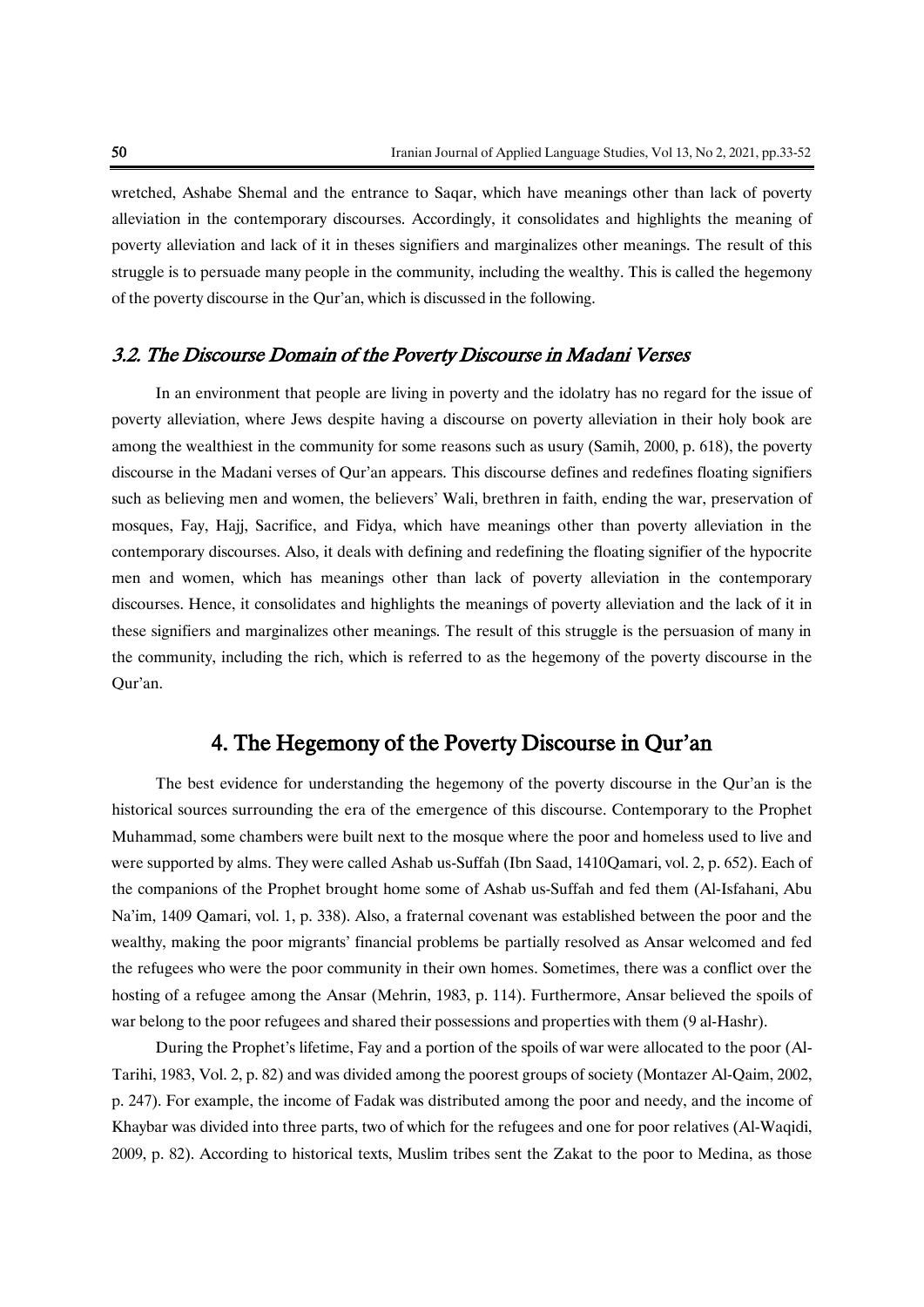wretched, Ashabe Shemal and the entrance to Saqar, which have meanings other than lack of poverty alleviation in the contemporary discourses. Accordingly, it consolidates and highlights the meaning of poverty alleviation and lack of it in theses signifiers and marginalizes other meanings. The result of this struggle is to persuade many people in the community, including the wealthy. This is called the hegemony of the poverty discourse in the Qur'an, which is discussed in the following.

### *3.2. The Discourse Domain of the Poverty Discourse in Madani Verses*

In an environment that people are living in poverty and the idolatry has no regard for the issue of poverty alleviation, where Jews despite having a discourse on poverty alleviation in their holy book are among the wealthiest in the community for some reasons such as usury (Samih, 2000, p. 618), the poverty discourse in the Madani verses of Qur'an appears. This discourse defines and redefines floating signifiers such as believing men and women, the believers' Wali, brethren in faith, ending the war, preservation of mosques, Fay, Hajj, Sacrifice, and Fidya, which have meanings other than poverty alleviation in the contemporary discourses. Also, it deals with defining and redefining the floating signifier of the hypocrite men and women, which has meanings other than lack of poverty alleviation in the contemporary discourses. Hence, it consolidates and highlights the meanings of poverty alleviation and the lack of it in these signifiers and marginalizes other meanings. The result of this struggle is the persuasion of many in the community, including the rich, which is referred to as the hegemony of the poverty discourse in the Qur'an.

## 4. The Hegemony of the Poverty Discourse in Qur'an

The best evidence for understanding the hegemony of the poverty discourse in the Qur'an is the historical sources surrounding the era of the emergence of this discourse. Contemporary to the Prophet Muhammad, some chambers were built next to the mosque where the poor and homeless used to live and were supported by alms. They were called Ashab us-Suffah (Ibn Saad, 1410Qamari, vol. 2, p. 652). Each of the companions of the Prophet brought home some of Ashab us-Suffah and fed them (Al-Isfahani, Abu Na'im, 1409 Qamari, vol. 1, p. 338). Also, a fraternal covenant was established between the poor and the wealthy, making the poor migrants' financial problems be partially resolved as Ansar welcomed and fed the refugees who were the poor community in their own homes. Sometimes, there was a conflict over the hosting of a refugee among the Ansar (Mehrin, 1983, p. 114). Furthermore, Ansar believed the spoils of war belong to the poor refugees and shared their possessions and properties with them (9 al-Hashr).

During the Prophet's lifetime, Fay and a portion of the spoils of war were allocated to the poor (Al-Tarihi, 1983, Vol. 2, p. 82) and was divided among the poorest groups of society (Montazer Al-Qaim, 2002, p. 247). For example, the income of Fadak was distributed among the poor and needy, and the income of Khaybar was divided into three parts, two of which for the refugees and one for poor relatives (Al-Waqidi, 2009, p. 82). According to historical texts, Muslim tribes sent the Zakat to the poor to Medina, as those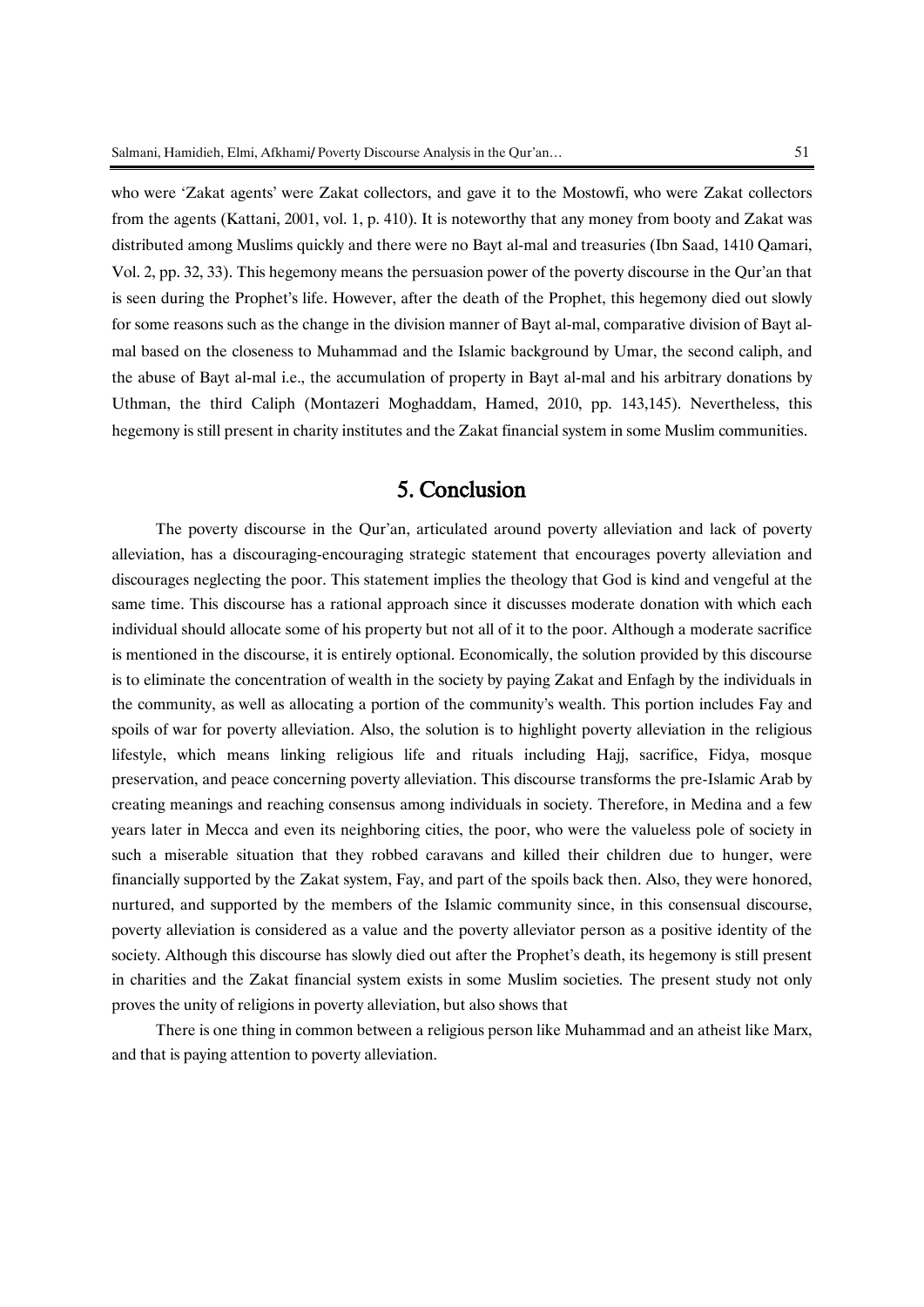who were 'Zakat agents' were Zakat collectors, and gave it to the Mostowfi, who were Zakat collectors from the agents (Kattani, 2001, vol. 1, p. 410). It is noteworthy that any money from booty and Zakat was distributed among Muslims quickly and there were no Bayt al-mal and treasuries (Ibn Saad, 1410 Qamari, Vol. 2, pp. 32, 33). This hegemony means the persuasion power of the poverty discourse in the Qur'an that is seen during the Prophet's life. However, after the death of the Prophet, this hegemony died out slowly for some reasons such as the change in the division manner of Bayt al-mal, comparative division of Bayt al-mal based on the closeness to Muhammad and the Islamic background by Umar, the second caliph, and the abuse of Bayt al-mal i.e., the accumulation of property in Bayt al-mal and his arbitrary donations by Uthman, the third Caliph (Montazeri Moghaddam, Hamed, 2010, pp. 143,145). Nevertheless, this hegemony is still present in charity institutes and the Zakat financial system in some Muslim communities.

## 5. Conclusion

The poverty discourse in the Qur'an, articulated around poverty alleviation and lack of poverty alleviation, has a discouraging-encouraging strategic statement that encourages poverty alleviation and discourages neglecting the poor. This statement implies the theology that God is kind and vengeful at the same time. This discourse has a rational approach since it discusses moderate donation with which each individual should allocate some of his property but not all of it to the poor. Although a moderate sacrifice is mentioned in the discourse, it is entirely optional. Economically, the solution provided by this discourse is to eliminate the concentration of wealth in the society by paying Zakat and Enfagh by the individuals in the community, as well as allocating a portion of the community's wealth. This portion includes Fay and spoils of war for poverty alleviation. Also, the solution is to highlight poverty alleviation in the religious lifestyle, which means linking religious life and rituals including Hajj, sacrifice, Fidya, mosque preservation, and peace concerning poverty alleviation. This discourse transforms the pre-Islamic Arab by creating meanings and reaching consensus among individuals in society. Therefore, in Medina and a few years later in Mecca and even its neighboring cities, the poor, who were the valueless pole of society in such a miserable situation that they robbed caravans and killed their children due to hunger, were financially supported by the Zakat system, Fay, and part of the spoils back then. Also, they were honored, nurtured, and supported by the members of the Islamic community since, in this consensual discourse, poverty alleviation is considered as a value and the poverty alleviator person as a positive identity of the society. Although this discourse has slowly died out after the Prophet's death, its hegemony is still present in charities and the Zakat financial system exists in some Muslim societies. The present study not only proves the unity of religions in poverty alleviation, but also shows that

There is one thing in common between a religious person like Muhammad and an atheist like Marx, and that is paying attention to poverty alleviation.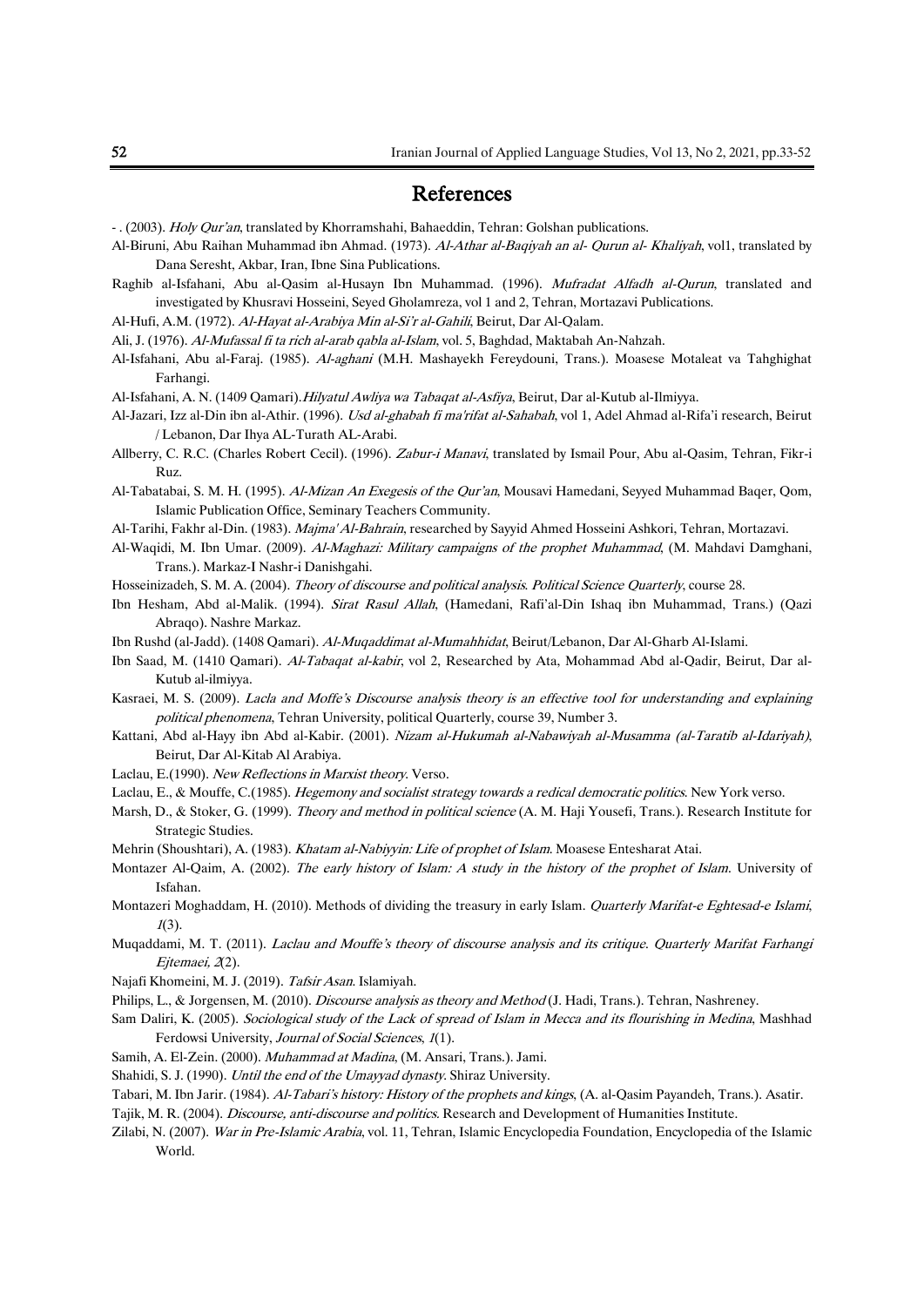# References

- . (2003). *Holy Qur'an*, translated by Khorramshahi, Bahaeddin, Tehran: Golshan publications.

Al-Biruni, Abu Raihan Muhammad ibn Ahmad. (1973). *Al-Athar al-Baqiyah an al- Qurun al- Khaliyah*, vol1, translated by Dana Seresht, Akbar, Iran, Ibne Sina Publications.

Raghib al-Isfahani, Abu al-Qasim al-Husayn Ibn Muhammad. (1996). *Mufradat Alfadh al-Qurun*, translated and investigated by Khusravi Hosseini, Seyed Gholamreza, vol 1 and 2, Tehran, Mortazavi Publications.

Al-Hufi, A.M. (1972). *Al-Hayat al-Arabiya Min al-Si'r al-Gahili*, Beirut, Dar Al-Qalam.

Ali, J. (1976). *Al-Mufassal fi ta rich al-arab qabla al-Islam*, vol. 5, Baghdad, Maktabah An-Nahzah.

Al-Isfahani, Abu al-Faraj. (1985). *Al-aghani* (M.H. Mashayekh Fereydouni, Trans.). Moasese Motaleat va Tahghighat Farhangi.

Al-Isfahani, A. N. (1409 Qamari). *Hilyatul Awliya wa Tabaqat al-Asfiya*, Beirut, Dar al-Kutub al-Ilmiyya.

Al-Jazari, Izz al-Din ibn al-Athir. (1996). *Usd al-ghabah fi ma'rifat al-Sahabah*, vol 1, Adel Ahmad al-Rifa'i research, Beirut / Lebanon, Dar Ihya AL-Turath AL-Arabi.

Allberry, C. R.C. (Charles Robert Cecil). (1996). *Zabur-i Manavi*, translated by Ismail Pour, Abu al-Qasim, Tehran, Fikr-i Ruz.

Al-Tabatabai, S. M. H. (1995). *Al-Mizan An Exegesis of the Qur'an*, Mousavi Hamedani, Seyyed Muhammad Baqer, Qom, Islamic Publication Office, Seminary Teachers Community.

Al-Tarihi, Fakhr al-Din. (1983). *Majma' Al-Bahrain*, researched by Sayyid Ahmed Hosseini Ashkori, Tehran, Mortazavi.

Al-Waqidi, M. Ibn Umar. (2009). *Al-Maghazi: Military campaigns of the prophet Muhammad*, (M. Mahdavi Damghani, Trans.). Markaz-I Nashr-i Danishgahi.

Hosseinizadeh, S. M. A. (2004). *Theory of discourse and political analysis. Political Science Quarterly*, course 28.

Ibn Hesham, Abd al-Malik. (1994). *Sirat Rasul Allah*, (Hamedani, Rafi'al-Din Ishaq ibn Muhammad, Trans.) (Qazi Abraqo). Nashre Markaz.

Ibn Rushd (al-Jadd). (1408 Qamari). *Al-Muqaddimat al-Mumahhidat*, Beirut/Lebanon, Dar Al-Gharb Al-Islami.

Ibn Saad, M. (1410 Qamari). *Al-Tabaqat al-kabir*, vol 2, Researched by Ata, Mohammad Abd al-Qadir, Beirut, Dar al-Kutub al-ilmiyya.

Kasraei, M. S. (2009). *Lacla and Moffe's Discourse analysis theory is an effective tool for understanding and explaining political phenomena*, Tehran University, political Quarterly, course 39, Number 3.

Kattani, Abd al-Hayy ibn Abd al-Kabir. (2001). *Nizam al-Hukumah al-Nabawiyah al-Musamma (al-Taratib al-Idariyah)*, Beirut, Dar Al-Kitab Al Arabiya.

Laclau, E.(1990). *New Reflections in Marxist theory*. Verso.

Laclau, E., & Mouffe, C.(1985). *Hegemony and socialist strategy towards a redical democratic politics*. New York verso.

Marsh, D., & Stoker, G. (1999). *Theory and method in political science* (A. M. Haji Yousefi, Trans.). Research Institute for Strategic Studies.

Mehrin (Shoushtari), A. (1983). *Khatam al-Nabiyyin: Life of prophet of Islam*. Moasese Entesharat Atai.

Montazer Al-Qaim, A. (2002). *The early history of Islam: A study in the history of the prophet of Islam*. University of Isfahan.

Montazeri Moghaddam, H. (2010). Methods of dividing the treasury in early Islam. *Quarterly Marifat-e Eghtesad-e Islami, 1*(3).

Muqaddami, M. T. (2011). *Laclau and Mouffe's theory of discourse analysis and its critique. Quarterly Marifat Farhangi Ejtemaei, 2*(2).

Najafi Khomeini, M. J. (2019). *Tafsir Asan*. Islamiyah.

Philips, L., & Jorgensen, M. (2010). *Discourse analysis as theory and Method* (J. Hadi, Trans.). Tehran, Nashreney.

Sam Daliri, K. (2005). *Sociological study of the Lack of spread of Islam in Mecca and its flourishing in Medina*, Mashhad Ferdowsi University, *Journal of Social Sciences*, *1*(1).

Samih, A. El-Zein. (2000). *Muhammad at Madina*, (M. Ansari, Trans.). Jami.

Shahidi, S. J. (1990). *Until the end of the Umayyad dynasty*. Shiraz University.

Tabari, M. Ibn Jarir. (1984). *Al-Tabari's history: History of the prophets and kings*, (A. al-Qasim Payandeh, Trans.). Asatir.

Tajik, M. R. (2004). *Discourse, anti-discourse and politics*. Research and Development of Humanities Institute.

Zilabi, N. (2007). *War in Pre-Islamic Arabia*, vol. 11, Tehran, Islamic Encyclopedia Foundation, Encyclopedia of the Islamic World.